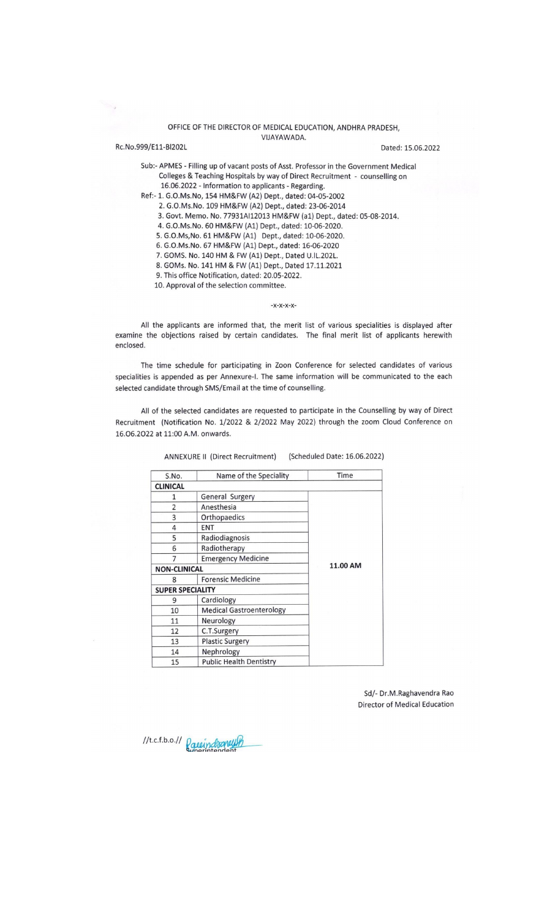OFFICE OF THE DIRECTOR OF MEDICAL EDUCATION, ANDHRA PRADESH, VIJAYAWADA.

Rc.No.999/E11-BI202L Dated: 15.06.2022

Sub:- APMES - Filling up of vacant posts of Asst. Professor in the Government Medical Colleges & Teaching Hospitals by way of Direct Recruitment - counselling on 16.06.2022 - Information to applicants - Regarding.

Ref:-
1. G.O.Ms.No, 154 HM&FW (A2) Dept., dated: 04-05-2002
2. G.O.Ms.No. 109 HM&FW (A2) Dept., dated: 23-06-2014
3. Govt. Memo. No. 77931AI12013 HM&FW (a1) Dept., dated: 05-08-2014.
4. G.O.Ms.No. 60 HM&FW (A1) Dept., dated: 10-06-2020.
5. G.O.Ms,No. 61 HM&FW (A1) Dept., dated: 10-06-2020.
6. G.O.Ms.No. 67 HM&FW (A1) Dept., dated: 16-06-2020
7. GOMS. No. 140 HM & FW (A1) Dept., Dated U.IL.202L.
8. GOMs. No. 141 HM & FW (A1) Dept., Dated 17.11.2021
9. This office Notification, dated: 20.05-2022.
10. Approval of the selection committee.

-x-x-x-

All the applicants are informed that, the merit list of various specialities is displayed after examine the objections raised by certain candidates. The final merit list of applicants herewith enclosed.

The time schedule for participating in Zoon Conference for selected candidates of various specialities is appended as per Annexure-I. The same information will be communicated to the each selected candidate through SMS/Email at the time of counselling.

All of the selected candidates are requested to participate in the Counselling by way of Direct Recruitment (Notification No. 1/2022 & 2/2022 May 2022) through the zoom Cloud Conference on 16.06.2022 at 11:00 A.M. onwards.

ANNEXURE II (Direct Recruitment) (Scheduled Date: 16.06.2022)

| S.No. | Name of the Speciality | Time |
|---|---|---|
| **CLINICAL** | | |
| 1 | General Surgery | 11.00 AM |
| 2 | Anesthesia | |
| 3 | Orthopaedics | |
| 4 | ENT | |
| 5 | Radiodiagnosis | |
| 6 | Radiotherapy | |
| 7 | Emergency Medicine | |
| **NON-CLINICAL** | | |
| 8 | Forensic Medicine | |
| **SUPER SPECIALITY** | | |
| 9 | Cardiology | |
| 10 | Medical Gastroenterology | |
| 11 | Neurology | |
| 12 | C.T.Surgery | |
| 13 | Plastic Surgery | |
| 14 | Nephrology | |
| 15 | Public Health Dentistry | |

Sd/- Dr.M.Raghavendra Rao
Director of Medical Education

//t.c.f.b.o.//
Superintendent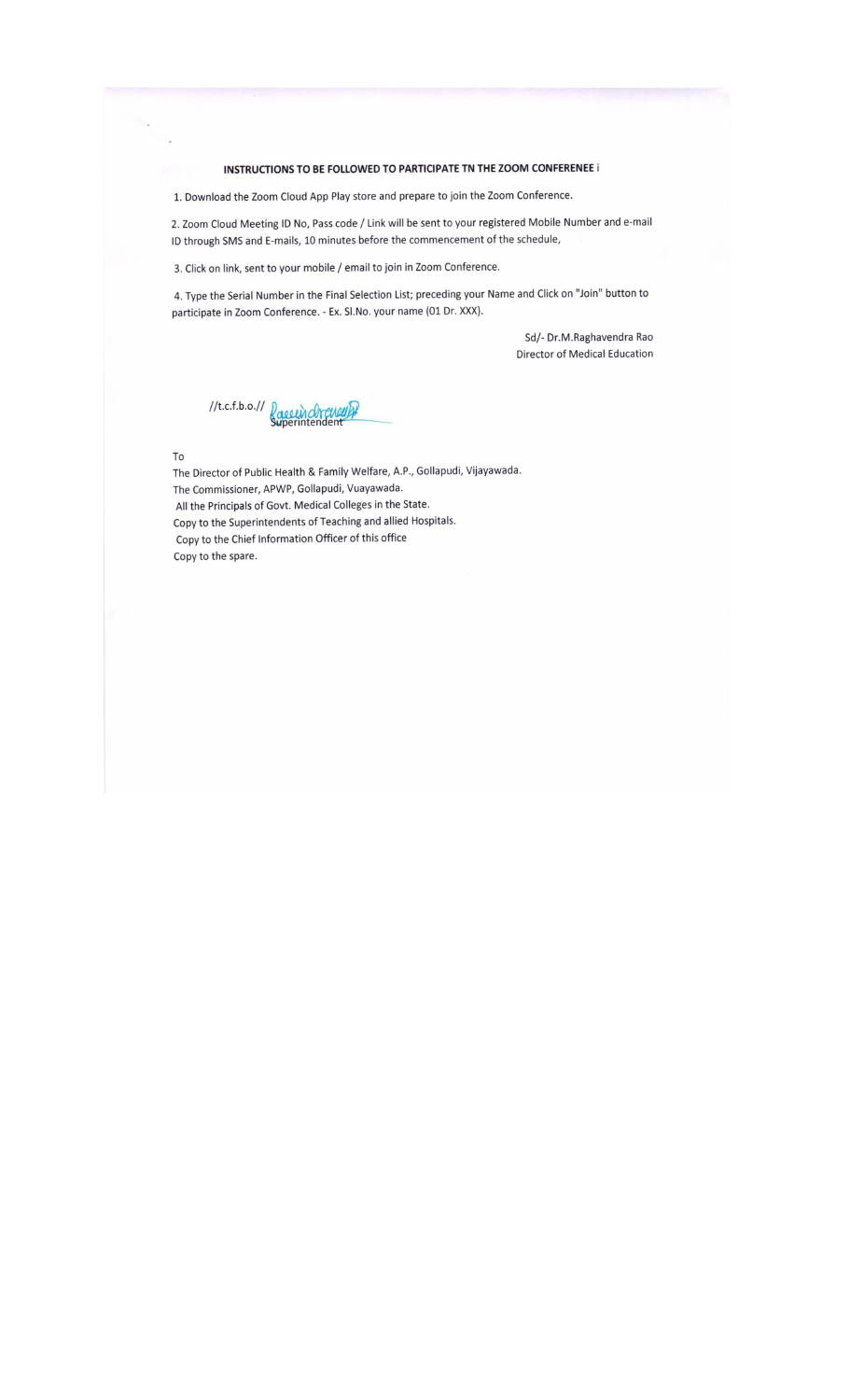#### INSTRUCTIONS TO BE FOLLOWED TO PARTICIPATE TN THE ZOOM CONFERENEE i

1. Download the Zoom Cloud App Play store and prepare to join the Zoom Conference.

2. Zoom Cloud Meeting ID No, Pass code / Link will be sent to your registered Mobile Number and e-mail ID through SMS and E-mails, 10 minutes before the commencement of the schedule,

3. Click on link, sent to your mobile / email to join in Zoom Conference.

4. Type the Serial Number in the Final Selection List; preceding your Name and Click on "Join" button to participate in Zoom Conference. - Ex. Sl.No. your name (01 Dr. XXX).

Sd/- Dr.M.Raghavendra Rao
Director of Medical Education

//t.c.f.b.o.//
Superintendent

To
The Director of Public Health & Family Welfare, A.P., Gollapudi, Vijayawada.
The Commissioner, APWP, Gollapudi, Vuayawada.
All the Principals of Govt. Medical Colleges in the State.
Copy to the Superintendents of Teaching and allied Hospitals.
Copy to the Chief Information Officer of this office
Copy to the spare.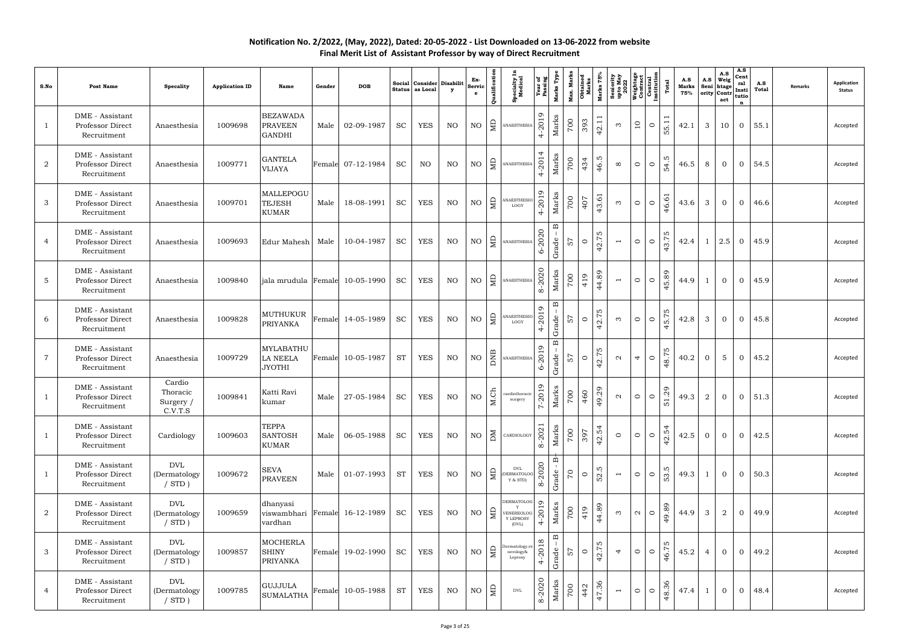**Notification No. 2/2022, (May, 2022), Dated: 20-05-2022 - List Downloaded on 13-06-2022 from website**
**Final Merit List of Assistant Professor by way of Direct Recruitment**

| S.No | Post Name | Specality | Application ID | Name | Gender | DOB | Social Status | Consider as Local | Disability | Ex-Service | Qualification | Specialty In Medical | Year of Passing | Marks Type | Max. Marks | Obtained Marks | Marks 75% | Seniority upto May 2022 | Weightage Contract | Central Institution | Total | A.S Marks 75% | A.S Seniority | A.S Weightage Contract | A.S Central Institution | A.S Total | Remarks | Application Status |
|---|---|---|---|---|---|---|---|---|---|---|---|---|---|---|---|---|---|---|---|---|---|---|---|---|---|---|---|---|
| 1 | DME - Assistant Professor Direct Recruitment | Anaesthesia | 1009698 | BEZAWADA PRAVEEN GANDHI | Male | 02-09-1987 | SC | YES | NO | NO | MD | ANAESTHESIA | 4-2019 | Marks | 700 | 393 | 42.11 | 3 | 10 | 0 | 55.11 | 42.1 | 3 | 10 | 0 | 55.1 | | Accepted |
| 2 | DME - Assistant Professor Direct Recruitment | Anaesthesia | 1009771 | GANTELA VIJAYA | Female | 07-12-1984 | SC | NO | NO | NO | MD | ANAESTHESIA | 4-2014 | Marks | 700 | 434 | 46.5 | 8 | 0 | 0 | 54.5 | 46.5 | 8 | 0 | 0 | 54.5 | | Accepted |
| 3 | DME - Assistant Professor Direct Recruitment | Anaesthesia | 1009701 | MALLEPOGU TEJESH KUMAR | Male | 18-08-1991 | SC | YES | NO | NO | MD | ANAESTHESIOLOGY | 4-2019 | Marks | 700 | 407 | 43.61 | 3 | 0 | 0 | 46.61 | 43.6 | 3 | 0 | 0 | 46.6 | | Accepted |
| 4 | DME - Assistant Professor Direct Recruitment | Anaesthesia | 1009693 | Edur Mahesh | Male | 10-04-1987 | SC | YES | NO | NO | MD | ANAESTHESIA | 6-2020 | Grade – B | 57 | 0 | 42.75 | 1 | 0 | 0 | 43.75 | 42.4 | 1 | 2.5 | 0 | 45.9 | | Accepted |
| 5 | DME - Assistant Professor Direct Recruitment | Anaesthesia | 1009840 | jala mrudula | Female | 10-05-1990 | SC | YES | NO | NO | MD | ANAESTHESIA | 8-2020 | Marks | 700 | 419 | 44.89 | 1 | 0 | 0 | 45.89 | 44.9 | 1 | 0 | 0 | 45.9 | | Accepted |
| 6 | DME - Assistant Professor Direct Recruitment | Anaesthesia | 1009828 | MUTHUKUR PRIYANKA | Female | 14-05-1989 | SC | YES | NO | NO | MD | ANAESTHESIOLOGY | 4-2019 | Grade – B | 57 | 0 | 42.75 | 3 | 0 | 0 | 45.75 | 42.8 | 3 | 0 | 0 | 45.8 | | Accepted |
| 7 | DME - Assistant Professor Direct Recruitment | Anaesthesia | 1009729 | MYLABATHULA NEELA JYOTHI | Female | 10-05-1987 | ST | YES | NO | NO | DNB | ANAESTHESIA | 6-2019 | Grade – B | 57 | 0 | 42.75 | 2 | 4 | 0 | 48.75 | 40.2 | 0 | 5 | 0 | 45.2 | | Accepted |
| 1 | DME - Assistant Professor Direct Recruitment | Cardio Thoracic Surgery / C.V.T.S | 1009841 | Katti Ravi kumar | Male | 27-05-1984 | SC | YES | NO | NO | M.Ch | cardiothoracic surgery | 7-2019 | Marks | 700 | 460 | 49.29 | 2 | 0 | 0 | 51.29 | 49.3 | 2 | 0 | 0 | 51.3 | | Accepted |
| 1 | DME - Assistant Professor Direct Recruitment | Cardiology | 1009603 | TEPPA SANTOSH KUMAR | Male | 06-05-1988 | SC | YES | NO | NO | DM | CARDIOLOGY | 8-2021 | Marks | 700 | 397 | 42.54 | 0 | 0 | 0 | 42.54 | 42.5 | 0 | 0 | 0 | 42.5 | | Accepted |
| 1 | DME - Assistant Professor Direct Recruitment | DVL (Dermatology / STD ) | 1009672 | SEVA PRAVEEN | Male | 01-07-1993 | ST | YES | NO | NO | MD | DVL (DERMATOLOGY & STD) | 8-2020 | Grade - B+ | 70 | 0 | 52.5 | 1 | 0 | 0 | 53.5 | 49.3 | 1 | 0 | 0 | 50.3 | | Accepted |
| 2 | DME - Assistant Professor Direct Recruitment | DVL (Dermatology / STD ) | 1009659 | dhanyasi viswambhari vardhan | Female | 16-12-1989 | SC | YES | NO | NO | MD | DERMATOLOGY VENEREOLOGY LEPROSY (DVL) | 4-2019 | Marks | 700 | 419 | 44.89 | 3 | 2 | 0 | 49.89 | 44.9 | 3 | 2 | 0 | 49.9 | | Accepted |
| 3 | DME - Assistant Professor Direct Recruitment | DVL (Dermatology / STD ) | 1009857 | MOCHERLA SHINY PRIYANKA | Female | 19-02-1990 | SC | YES | NO | NO | MD | Dermatology,venerology& Leprosy | 4-2018 | Grade – B | 57 | 0 | 42.75 | 4 | 0 | 0 | 46.75 | 45.2 | 4 | 0 | 0 | 49.2 | | Accepted |
| 4 | DME - Assistant Professor Direct Recruitment | DVL (Dermatology / STD ) | 1009785 | GUJJULA SUMALATHA | Female | 10-05-1988 | ST | YES | NO | NO | MD | DVL | 8-2020 | Marks | 700 | 442 | 47.36 | 1 | 0 | 0 | 48.36 | 47.4 | 1 | 0 | 0 | 48.4 | | Accepted |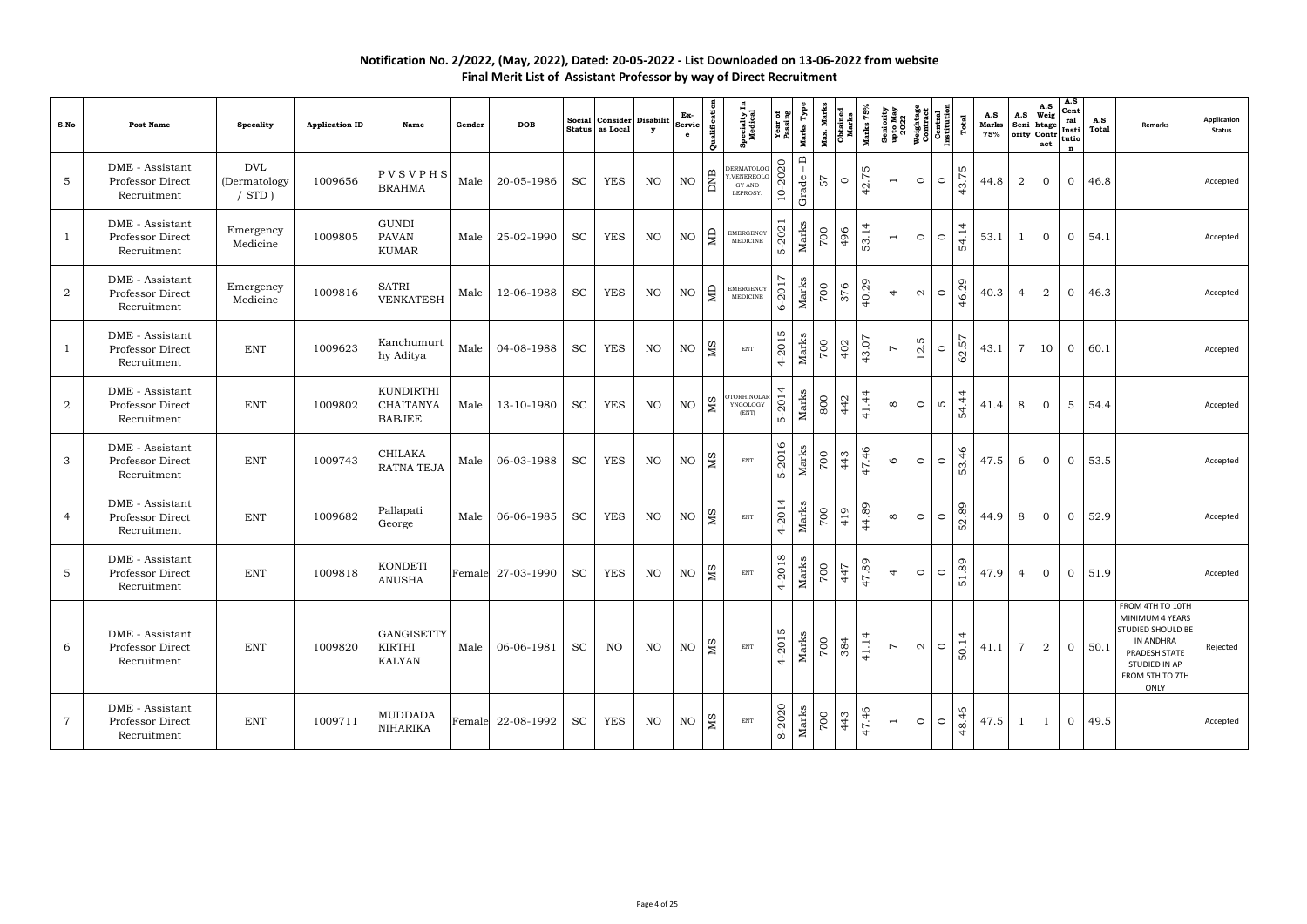**Notification No. 2/2022, (May, 2022), Dated: 20-05-2022 - List Downloaded on 13-06-2022 from website**
**Final Merit List of Assistant Professor by way of Direct Recruitment**

| S.No | Post Name | Specality | Application ID | Name | Gender | DOB | Social Status | Consider as Local | Disability | Ex-Service | Qualification | Specialty In Medical | Year of Passing | Marks Type | Max. Marks | Obtained Marks | Marks 75% | Seniority upto May 2022 | Weightage Contract | Central Institution | Total | A.S Marks 75% | A.S Seniority | A.S Weightage Contract | A.S Central Institution | A.S Total | Remarks | Application Status |
|---|---|---|---|---|---|---|---|---|---|---|---|---|---|---|---|---|---|---|---|---|---|---|---|---|---|---|---|---|
| 5 | DME - Assistant Professor Direct Recruitment | DVL (Dermatology / STD ) | 1009656 | P V S V P H S BRAHMA | Male | 20-05-1986 | SC | YES | NO | NO | DNB | DERMATOLOGY,VENEREOLOGY AND LEPROSY. | 10-2020 | Grade - B | 57 | 0 | 42.75 | 1 | 0 | 0 | 43.75 | 44.8 | 2 | 0 | 0 | 46.8 | | Accepted |
| 1 | DME - Assistant Professor Direct Recruitment | Emergency Medicine | 1009805 | GUNDI PAVAN KUMAR | Male | 25-02-1990 | SC | YES | NO | NO | MD | EMERGENCY MEDICINE | 5-2021 | Marks | 700 | 496 | 53.14 | 1 | 0 | 0 | 54.14 | 53.1 | 1 | 0 | 0 | 54.1 | | Accepted |
| 2 | DME - Assistant Professor Direct Recruitment | Emergency Medicine | 1009816 | SATRI VENKATESH | Male | 12-06-1988 | SC | YES | NO | NO | MD | EMERGENCY MEDICINE | 6-2017 | Marks | 700 | 376 | 40.29 | 4 | 2 | 0 | 46.29 | 40.3 | 4 | 2 | 0 | 46.3 | | Accepted |
| 1 | DME - Assistant Professor Direct Recruitment | ENT | 1009623 | Kanchumurthy Aditya | Male | 04-08-1988 | SC | YES | NO | NO | MS | ENT | 4-2015 | Marks | 700 | 402 | 43.07 | 7 | 12.5 | 0 | 62.57 | 43.1 | 7 | 10 | 0 | 60.1 | | Accepted |
| 2 | DME - Assistant Professor Direct Recruitment | ENT | 1009802 | KUNDIRTHI CHAITANYA BABJEE | Male | 13-10-1980 | SC | YES | NO | NO | MS | OTORHINOLARYNGOLOGY (ENT) | 5-2014 | Marks | 800 | 442 | 41.44 | 8 | 0 | 5 | 54.44 | 41.4 | 8 | 0 | 5 | 54.4 | | Accepted |
| 3 | DME - Assistant Professor Direct Recruitment | ENT | 1009743 | CHILAKA RATNA TEJA | Male | 06-03-1988 | SC | YES | NO | NO | MS | ENT | 5-2016 | Marks | 700 | 443 | 47.46 | 6 | 0 | 0 | 53.46 | 47.5 | 6 | 0 | 0 | 53.5 | | Accepted |
| 4 | DME - Assistant Professor Direct Recruitment | ENT | 1009682 | Pallapati George | Male | 06-06-1985 | SC | YES | NO | NO | MS | ENT | 4-2014 | Marks | 700 | 419 | 44.89 | 8 | 0 | 0 | 52.89 | 44.9 | 8 | 0 | 0 | 52.9 | | Accepted |
| 5 | DME - Assistant Professor Direct Recruitment | ENT | 1009818 | KONDETI ANUSHA | Female | 27-03-1990 | SC | YES | NO | NO | MS | ENT | 4-2018 | Marks | 700 | 447 | 47.89 | 4 | 0 | 0 | 51.89 | 47.9 | 4 | 0 | 0 | 51.9 | | Accepted |
| 6 | DME - Assistant Professor Direct Recruitment | ENT | 1009820 | GANGISETTY KIRTHI KALYAN | Male | 06-06-1981 | SC | NO | NO | NO | MS | ENT | 4-2015 | Marks | 700 | 384 | 41.14 | 7 | 2 | 0 | 50.14 | 41.1 | 7 | 2 | 0 | 50.1 | FROM 4TH TO 10TH MINIMUM 4 YEARS STUDIED SHOULD BE IN ANDHRA PRADESH STATE STUDIED IN AP FROM 5TH TO 7TH ONLY | Rejected |
| 7 | DME - Assistant Professor Direct Recruitment | ENT | 1009711 | MUDDADA NIHARIKA | Female | 22-08-1992 | SC | YES | NO | NO | MS | ENT | 8-2020 | Marks | 700 | 443 | 47.46 | 1 | 0 | 0 | 48.46 | 47.5 | 1 | 1 | 0 | 49.5 | | Accepted |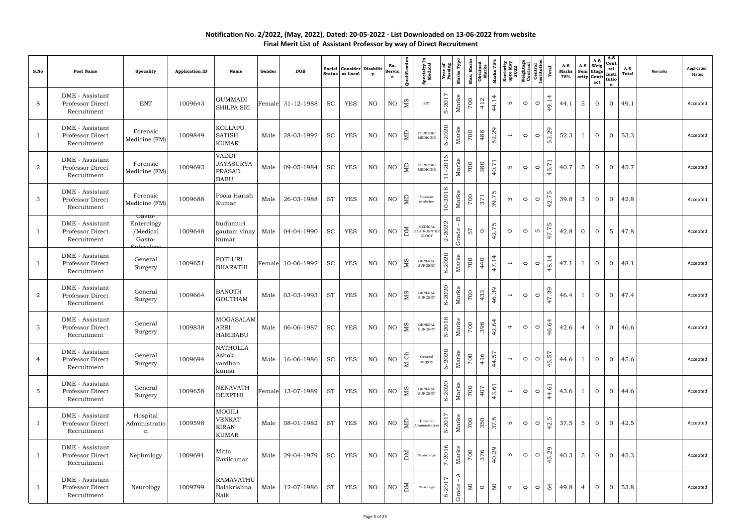**Notification No. 2/2022, (May, 2022), Dated: 20-05-2022 - List Downloaded on 13-06-2022 from website**
**Final Merit List of Assistant Professor by way of Direct Recruitment**

| S.No | Post Name | Specality | Application ID | Name | Gender | DOB | Social Status | Consider as Local | Disability | Ex-Service | Qualification | Specialty In Medical | Year of Passing | Marks Type | Max. Marks | Obtained Marks | Marks 75% | Seniority upto May 2022 | Weightage Contract | Central Institution | Total | A.S Marks 75% | A.S Seniority | A.S Weightage Contract | A.S Central Institution | A.S Total | Remarks | Application Status |
|---|---|---|---|---|---|---|---|---|---|---|---|---|---|---|---|---|---|---|---|---|---|---|---|---|---|---|---|---|
| 8 | DME - Assistant Professor Direct Recruitment | ENT | 1009643 | GUMMADI SHILPA SRI | Female | 31-12-1988 | SC | YES | NO | NO | MS | ENT | 5-2017 | Marks | 700 | 412 | 44.14 | 5 | 0 | 0 | 49.14 | 44.1 | 5 | 0 | 0 | 49.1 | | Accepted |
| 1 | DME - Assistant Professor Direct Recruitment | Forensic Medicine (FM) | 1009849 | KOLLAPU SATISH KUMAR | Male | 28-03-1992 | SC | YES | NO | NO | MD | FORENSIC MEDICINE | 6-2020 | Marks | 700 | 488 | 52.29 | 1 | 0 | 0 | 53.29 | 52.3 | 1 | 0 | 0 | 53.3 | | Accepted |
| 2 | DME - Assistant Professor Direct Recruitment | Forensic Medicine (FM) | 1009692 | VADDI JAYASURYA PRASAD BABU | Male | 09-05-1984 | SC | YES | NO | NO | MD | FORENSIC MEDICINE | 11-2016 | Marks | 700 | 380 | 40.71 | 5 | 0 | 0 | 45.71 | 40.7 | 5 | 0 | 0 | 45.7 | | Accepted |
| 3 | DME - Assistant Professor Direct Recruitment | Forensic Medicine (FM) | 1009688 | Poola Harish Kumar | Male | 26-03-1988 | ST | YES | NO | NO | MD | Forensic medicine | 10-2018 | Marks | 700 | 371 | 39.75 | 3 | 0 | 0 | 42.75 | 39.8 | 3 | 0 | 0 | 42.8 | | Accepted |
| 1 | DME - Assistant Professor Direct Recruitment | Gasto-Enterology /Medical Gasto-Enterology | 1009648 | budumuri gautam vinay kumar | Male | 04-04-1990 | SC | YES | NO | NO | DM | MEDICAL GASTROENTEROLOGY | 2-2022 | Grade – B | 57 | 0 | 42.75 | 0 | 0 | 5 | 47.75 | 42.8 | 0 | 0 | 5 | 47.8 | | Accepted |
| 1 | DME - Assistant Professor Direct Recruitment | General Surgery | 1009651 | POTLURI BHARATHI | Female | 10-06-1992 | SC | YES | NO | NO | MS | GENERAL SURGERY | 8-2020 | Marks | 700 | 440 | 47.14 | 1 | 0 | 0 | 48.14 | 47.1 | 1 | 0 | 0 | 48.1 | | Accepted |
| 2 | DME - Assistant Professor Direct Recruitment | General Surgery | 1009664 | BANOTH GOUTHAM | Male | 03-03-1993 | ST | YES | NO | NO | MS | GENERAL SURGERY | 8-2020 | Marks | 700 | 433 | 46.39 | 1 | 0 | 0 | 47.39 | 46.4 | 1 | 0 | 0 | 47.4 | | Accepted |
| 3 | DME - Assistant Professor Direct Recruitment | General Surgery | 1009838 | MOGASALAMARRI HARIBABU | Male | 06-06-1987 | SC | YES | NO | NO | MS | GENERAL SURGERY | 5-2018 | Marks | 700 | 398 | 42.64 | 4 | 0 | 0 | 46.64 | 42.6 | 4 | 0 | 0 | 46.6 | | Accepted |
| 4 | DME - Assistant Professor Direct Recruitment | General Surgery | 1009694 | NATHOLLA Ashok vardhan kumar | Male | 16-06-1986 | SC | YES | NO | NO | M.Ch | General surgery | 6-2020 | Marks | 700 | 416 | 44.57 | 1 | 0 | 0 | 45.57 | 44.6 | 1 | 0 | 0 | 45.6 | | Accepted |
| 5 | DME - Assistant Professor Direct Recruitment | General Surgery | 1009658 | NENAVATH DEEPTHI | Female | 13-07-1989 | ST | YES | NO | NO | MS | GENERAL SURGERY | 8-2020 | Marks | 700 | 407 | 43.61 | 1 | 0 | 0 | 44.61 | 43.6 | 1 | 0 | 0 | 44.6 | | Accepted |
| 1 | DME - Assistant Professor Direct Recruitment | Hospital Administration | 1009598 | MOGILI VENKAT KIRAN KUMAR | Male | 08-01-1982 | ST | YES | NO | NO | MD | Hospital Administration | 5-2017 | Marks | 700 | 350 | 37.5 | 5 | 0 | 0 | 42.5 | 37.5 | 5 | 0 | 0 | 42.5 | | Accepted |
| 1 | DME - Assistant Professor Direct Recruitment | Nephrology | 1009691 | Mitta Ravikumar | Male | 29-04-1979 | SC | YES | NO | NO | DM | Nephrology | 7-2016 | Marks | 700 | 376 | 40.29 | 5 | 0 | 0 | 45.29 | 40.3 | 5 | 0 | 0 | 45.3 | | Accepted |
| 1 | DME - Assistant Professor Direct Recruitment | Neurology | 1009799 | RAMAVATHU Balakrishna Naik | Male | 12-07-1986 | ST | YES | NO | NO | DM | Neurology | 8-2017 | Grade – A | 80 | 0 | 60 | 4 | 0 | 0 | 64 | 49.8 | 4 | 0 | 0 | 53.8 | | Accepted |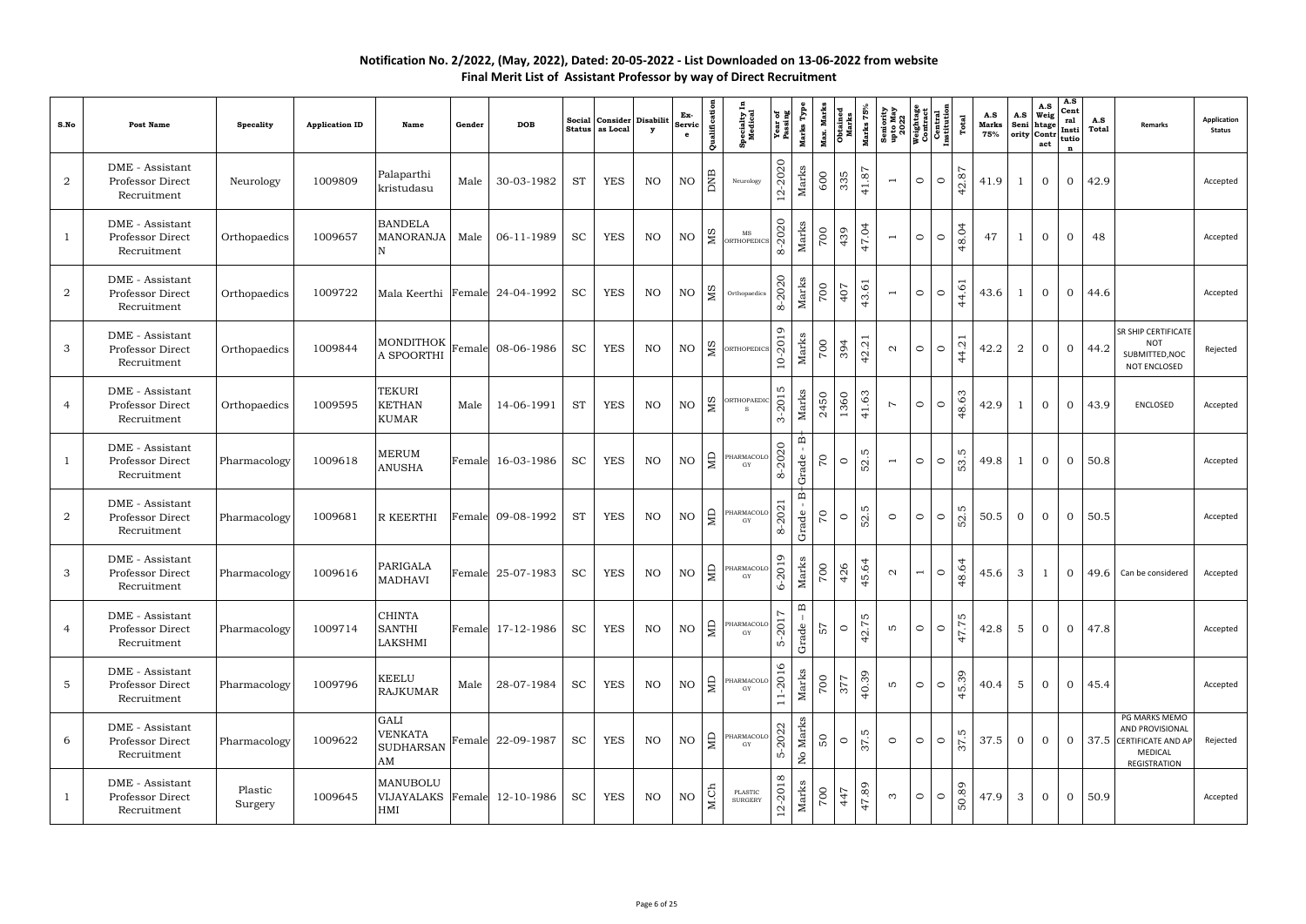**Notification No. 2/2022, (May, 2022), Dated: 20-05-2022 - List Downloaded on 13-06-2022 from website**
**Final Merit List of Assistant Professor by way of Direct Recruitment**

| S.No | Post Name | Speciality | Application ID | Name | Gender | DOB | Social Status | Consider as Local | Disability | Ex-Service | Qualification | Specialty In Medical | Year of Passing | Marks Type | Max. Marks | Obtained Marks | Marks 75% | Seniority upto May 2022 | Weightage Contract | Central Institution | Total | A.S Marks 75% | A.S Seniority | A.S Weightage Contract | A.S Central Institution | A.S Total | Remarks | Application Status |
|---|---|---|---|---|---|---|---|---|---|---|---|---|---|---|---|---|---|---|---|---|---|---|---|---|---|---|---|---|
| 2 | DME - Assistant Professor Direct Recruitment | Neurology | 1009809 | Palaparthi kristudasu | Male | 30-03-1982 | ST | YES | NO | NO | DNB | Neurology | 12-2020 | Marks | 600 | 335 | 41.87 | 1 | 0 | 0 | 42.87 | 41.9 | 1 | 0 | 0 | 42.9 | | Accepted |
| 1 | DME - Assistant Professor Direct Recruitment | Orthopaedics | 1009657 | BANDELA MANORANJAN | Male | 06-11-1989 | SC | YES | NO | NO | MS | MS ORTHOPEDICS | 8-2020 | Marks | 700 | 439 | 47.04 | 1 | 0 | 0 | 48.04 | 47 | 1 | 0 | 0 | 48 | | Accepted |
| 2 | DME - Assistant Professor Direct Recruitment | Orthopaedics | 1009722 | Mala Keerthi | Female | 24-04-1992 | SC | YES | NO | NO | MS | Orthopaedics | 8-2020 | Marks | 700 | 407 | 43.61 | 1 | 0 | 0 | 44.61 | 43.6 | 1 | 0 | 0 | 44.6 | | Accepted |
| 3 | DME - Assistant Professor Direct Recruitment | Orthopaedics | 1009844 | MONDITHOKA SPOORTHI | Female | 08-06-1986 | SC | YES | NO | NO | MS | ORTHOPEDICS | 10-2019 | Marks | 700 | 394 | 42.21 | 2 | 0 | 0 | 44.21 | 42.2 | 2 | 0 | 0 | 44.2 | SR SHIP CERTIFICATE NOT SUBMITTED,NOC NOT ENCLOSED | Rejected |
| 4 | DME - Assistant Professor Direct Recruitment | Orthopaedics | 1009595 | TEKURI KETHAN KUMAR | Male | 14-06-1991 | ST | YES | NO | NO | MS | ORTHOPAEDICS | 3-2015 | Marks | 2450 | 1360 | 41.63 | 7 | 0 | 0 | 48.63 | 42.9 | 1 | 0 | 0 | 43.9 | ENCLOSED | Accepted |
| 1 | DME - Assistant Professor Direct Recruitment | Pharmacology | 1009618 | MERUM ANUSHA | Female | 16-03-1986 | SC | YES | NO | NO | MD | PHARMACOLOGY | 8-2020 | Grade - B- | 70 | 0 | 52.5 | 1 | 0 | 0 | 53.5 | 49.8 | 1 | 0 | 0 | 50.8 | | Accepted |
| 2 | DME - Assistant Professor Direct Recruitment | Pharmacology | 1009681 | R KEERTHI | Female | 09-08-1992 | ST | YES | NO | NO | MD | PHARMACOLOGY | 8-2021 | Grade - B- | 70 | 0 | 52.5 | 0 | 0 | 0 | 52.5 | 50.5 | 0 | 0 | 0 | 50.5 | | Accepted |
| 3 | DME - Assistant Professor Direct Recruitment | Pharmacology | 1009616 | PARIGALA MADHAVI | Female | 25-07-1983 | SC | YES | NO | NO | MD | PHARMACOLOGY | 6-2019 | Marks | 700 | 426 | 45.64 | 2 | 1 | 0 | 48.64 | 45.6 | 3 | 1 | 0 | 49.6 | Can be considered | Accepted |
| 4 | DME - Assistant Professor Direct Recruitment | Pharmacology | 1009714 | CHINTA SANTHI LAKSHMI | Female | 17-12-1986 | SC | YES | NO | NO | MD | PHARMACOLOGY | 5-2017 | Grade – B | 57 | 0 | 42.75 | 5 | 0 | 0 | 47.75 | 42.8 | 5 | 0 | 0 | 47.8 | | Accepted |
| 5 | DME - Assistant Professor Direct Recruitment | Pharmacology | 1009796 | KEELU RAJKUMAR | Male | 28-07-1984 | SC | YES | NO | NO | MD | PHARMACOLOGY | 11-2016 | Marks | 700 | 377 | 40.39 | 5 | 0 | 0 | 45.39 | 40.4 | 5 | 0 | 0 | 45.4 | | Accepted |
| 6 | DME - Assistant Professor Direct Recruitment | Pharmacology | 1009622 | GALI VENKATA SUDHARSANAM | Female | 22-09-1987 | SC | YES | NO | NO | MD | PHARMACOLOGY | 5-2022 | No Marks | 50 | 0 | 37.5 | 0 | 0 | 0 | 37.5 | 37.5 | 0 | 0 | 0 | 37.5 | PG MARKS MEMO AND PROVISIONAL CERTIFICATE AND AP MEDICAL REGISTRATION | Rejected |
| 1 | DME - Assistant Professor Direct Recruitment | Plastic Surgery | 1009645 | MANUBOLU VIJAYALAKSHMI | Female | 12-10-1986 | SC | YES | NO | NO | M.Ch | PLASTIC SURGERY | 12-2018 | Marks | 700 | 447 | 47.89 | 3 | 0 | 0 | 50.89 | 47.9 | 3 | 0 | 0 | 50.9 | | Accepted |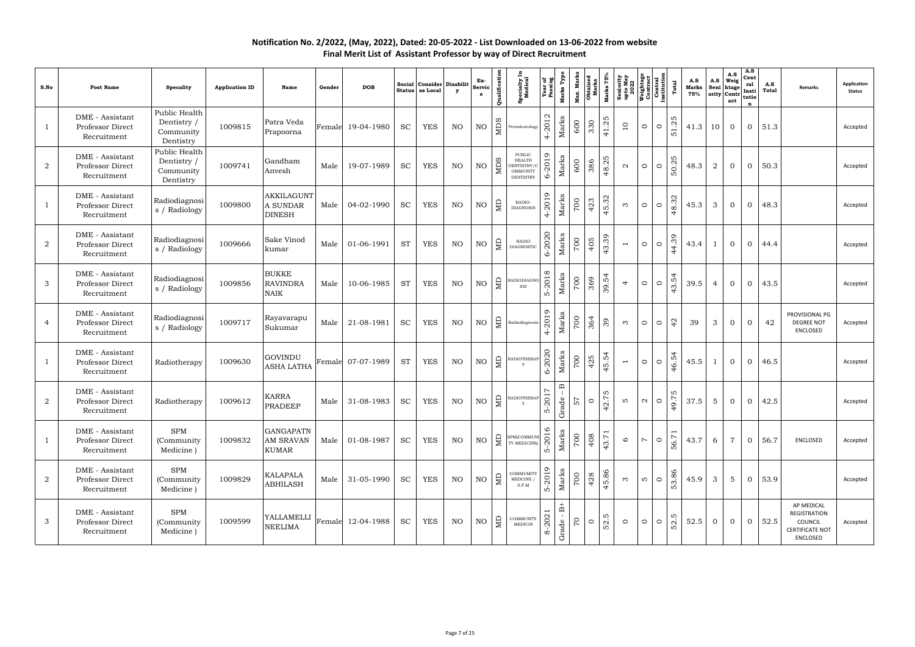**Notification No. 2/2022, (May, 2022), Dated: 20-05-2022 - List Downloaded on 13-06-2022 from website**
**Final Merit List of Assistant Professor by way of Direct Recruitment**

| S.No | Post Name | Specality | Application ID | Name | Gender | DOB | Social Status | Consider as Local | Disability | Ex-Service | Qualification | Specialty In Medical | Year of Passing | Marks Type | Max. Marks | Obtained Marks | Marks 75% | Seniority upto May 2022 | Weightage Contract | Central Institution | Total | A.S Marks 75% | A.S Seniority | A.S Weightage Contract | A.S Central Institution | A.S Total | Remarks | Application Status |
|---|---|---|---|---|---|---|---|---|---|---|---|---|---|---|---|---|---|---|---|---|---|---|---|---|---|---|---|---|
| 1 | DME - Assistant Professor Direct Recruitment | Public Health Dentistry / Community Dentistry | 1009815 | Patra Veda Prapoorna | Female | 19-04-1980 | SC | YES | NO | NO | MDS | Periodontology | 4-2012 | Marks | 600 | 330 | 41.25 | 10 | 0 | 0 | 51.25 | 41.3 | 10 | 0 | 0 | 51.3 | | Accepted |
| 2 | DME - Assistant Professor Direct Recruitment | Public Health Dentistry / Community Dentistry | 1009741 | Gandham Anvesh | Male | 19-07-1989 | SC | YES | NO | NO | MDS | PUBLIC HEALTH DENTISTRY/COMMUNITY DENTISTRY | 6-2019 | Marks | 600 | 386 | 48.25 | 2 | 0 | 0 | 50.25 | 48.3 | 2 | 0 | 0 | 50.3 | | Accepted |
| 1 | DME - Assistant Professor Direct Recruitment | Radiodiagnosis / Radiology | 1009800 | AKKILAGUNTA SUNDAR DINESH | Male | 04-02-1990 | SC | YES | NO | NO | MD | RADIO-DIAGNOSIS | 4-2019 | Marks | 700 | 423 | 45.32 | 3 | 0 | 0 | 48.32 | 45.3 | 3 | 0 | 0 | 48.3 | | Accepted |
| 2 | DME - Assistant Professor Direct Recruitment | Radiodiagnosis / Radiology | 1009666 | Sake Vinod kumar | Male | 01-06-1991 | ST | YES | NO | NO | MD | RADIO DIAGNOSTIC | 6-2020 | Marks | 700 | 405 | 43.39 | 1 | 0 | 0 | 44.39 | 43.4 | 1 | 0 | 0 | 44.4 | | Accepted |
| 3 | DME - Assistant Professor Direct Recruitment | Radiodiagnosis / Radiology | 1009856 | BUKKE RAVINDRA NAIK | Male | 10-06-1985 | ST | YES | NO | NO | MD | RADIODIAGNOSIS | 5-2018 | Marks | 700 | 369 | 39.54 | 4 | 0 | 0 | 43.54 | 39.5 | 4 | 0 | 0 | 43.5 | | Accepted |
| 4 | DME - Assistant Professor Direct Recruitment | Radiodiagnosis / Radiology | 1009717 | Rayavarapu Sukumar | Male | 21-08-1981 | SC | YES | NO | NO | MD | Radiodiagnosis | 4-2019 | Marks | 700 | 364 | 39 | 3 | 0 | 0 | 42 | 39 | 3 | 0 | 0 | 42 | PROVISIONAL PG DEGREE NOT ENCLOSED | Accepted |
| 1 | DME - Assistant Professor Direct Recruitment | Radiotherapy | 1009630 | GOVINDU ASHA LATHA | Female | 07-07-1989 | ST | YES | NO | NO | MD | RADIOTHERAPY | 6-2020 | Marks | 700 | 425 | 45.54 | 1 | 0 | 0 | 46.54 | 45.5 | 1 | 0 | 0 | 46.5 | | Accepted |
| 2 | DME - Assistant Professor Direct Recruitment | Radiotherapy | 1009612 | KARRA PRADEEP | Male | 31-08-1983 | SC | YES | NO | NO | MD | RADIOTHERAPY | 5-2017 | Grade - B | 57 | 0 | 42.75 | 5 | 2 | 0 | 49.75 | 37.5 | 5 | 0 | 0 | 42.5 | | Accepted |
| 1 | DME - Assistant Professor Direct Recruitment | SPM (Community Medicine ) | 1009832 | GANGAPATNAM SRAVAN KUMAR | Male | 01-08-1987 | SC | YES | NO | NO | MD | SPM(COMMUNITY MEDICINE) | 5-2016 | Marks | 700 | 408 | 43.71 | 6 | 7 | 0 | 56.71 | 43.7 | 6 | 7 | 0 | 56.7 | ENCLOSED | Accepted |
| 2 | DME - Assistant Professor Direct Recruitment | SPM (Community Medicine ) | 1009829 | KALAPALA ABHILASH | Male | 31-05-1990 | SC | YES | NO | NO | MD | COMMUNITY MEDCINE / S.P.M | 5-2019 | Marks | 700 | 428 | 45.86 | 3 | 5 | 0 | 53.86 | 45.9 | 3 | 5 | 0 | 53.9 | | Accepted |
| 3 | DME - Assistant Professor Direct Recruitment | SPM (Community Medicine ) | 1009599 | YALLAMELLI NEELIMA | Female | 12-04-1988 | SC | YES | NO | NO | MD | COMMUNITY MEDICIN | 8-2021 | Grade - B+ | 70 | 0 | 52.5 | 0 | 0 | 0 | 52.5 | 52.5 | 0 | 0 | 0 | 52.5 | AP MEDICAL REGISTRATION COUNCIL CERTIFICATE NOT ENCLOSED | Accepted |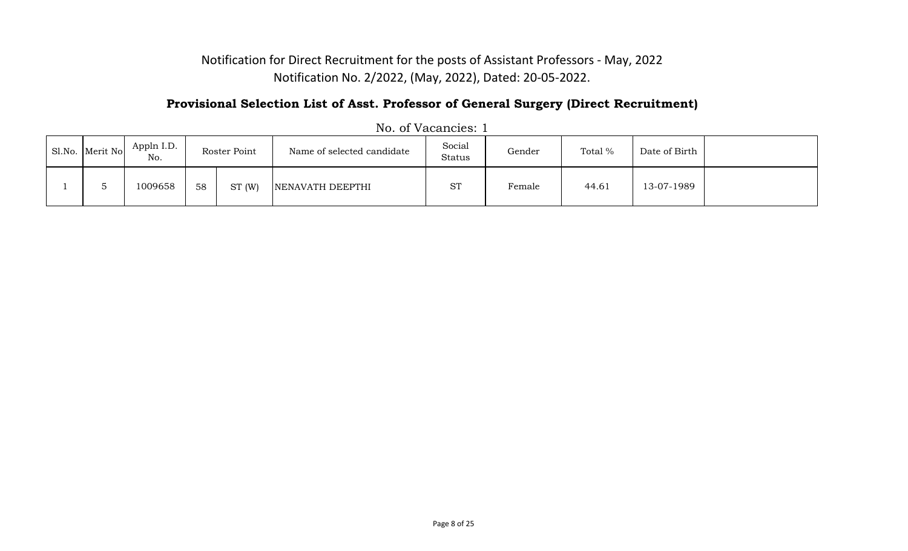Notification for Direct Recruitment for the posts of Assistant Professors - May, 2022

Notification No. 2/2022, (May, 2022), Dated: 20-05-2022.

## Provisional Selection List of Asst. Professor of General Surgery (Direct Recruitment)

No. of Vacancies: 1

| Sl.No. | Merit No | Appln I.D. No. | Roster Point | | Name of selected candidate | Social Status | Gender | Total % | Date of Birth | |
|---|---|---|---|---|---|---|---|---|---|---|
| 1 | 5 | 1009658 | 58 | ST (W) | NENAVATH DEEPTHI | ST | Female | 44.61 | 13-07-1989 | |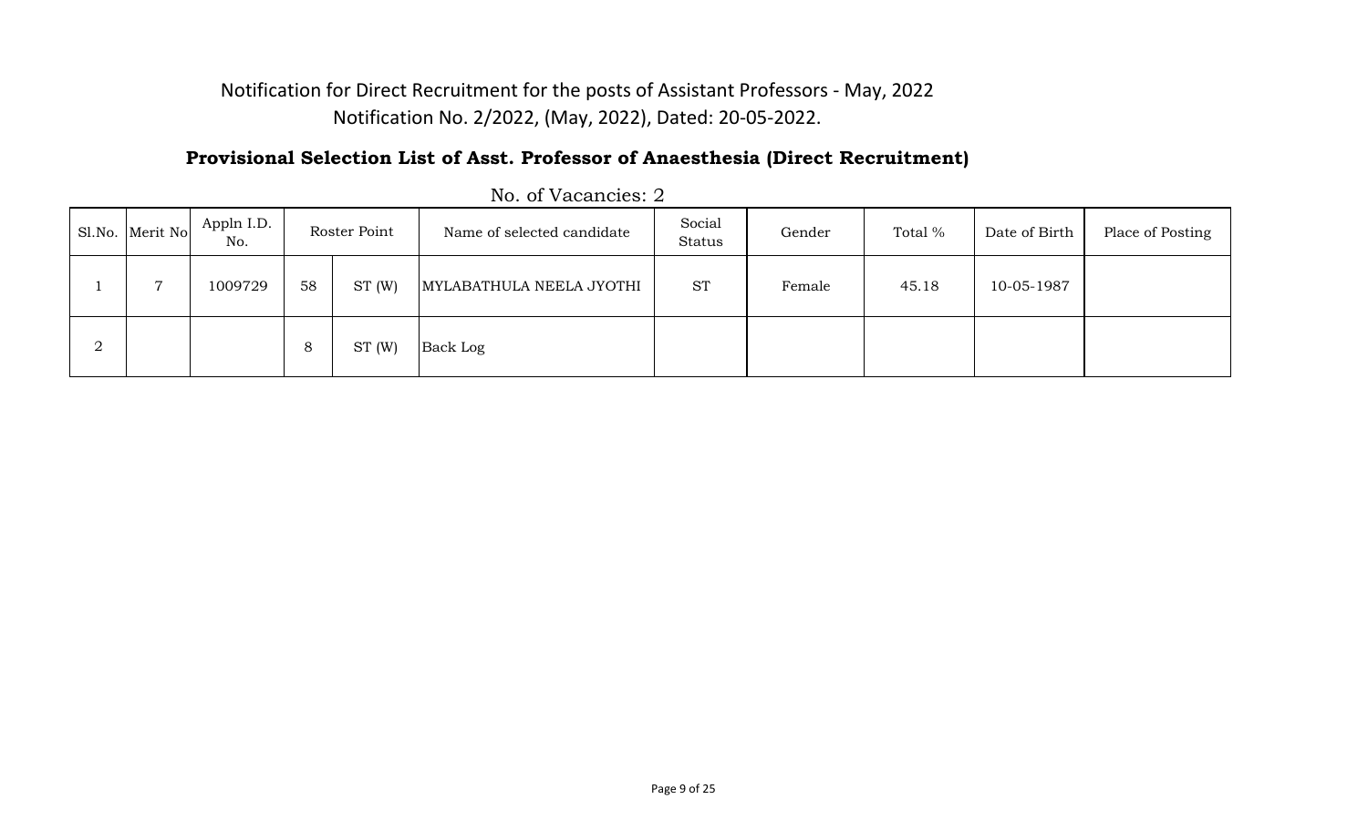Notification for Direct Recruitment for the posts of Assistant Professors - May, 2022

Notification No. 2/2022, (May, 2022), Dated: 20-05-2022.

## Provisional Selection List of Asst. Professor of Anaesthesia (Direct Recruitment)

No. of Vacancies: 2

| Sl.No. | Merit No | Appln I.D. No. | Roster Point | | Name of selected candidate | Social Status | Gender | Total % | Date of Birth | Place of Posting |
|---|---|---|---|---|---|---|---|---|---|---|
| 1 | 7 | 1009729 | 58 | ST (W) | MYLABATHULA NEELA JYOTHI | ST | Female | 45.18 | 10-05-1987 | |
| 2 | | | 8 | ST (W) | Back Log | | | | | |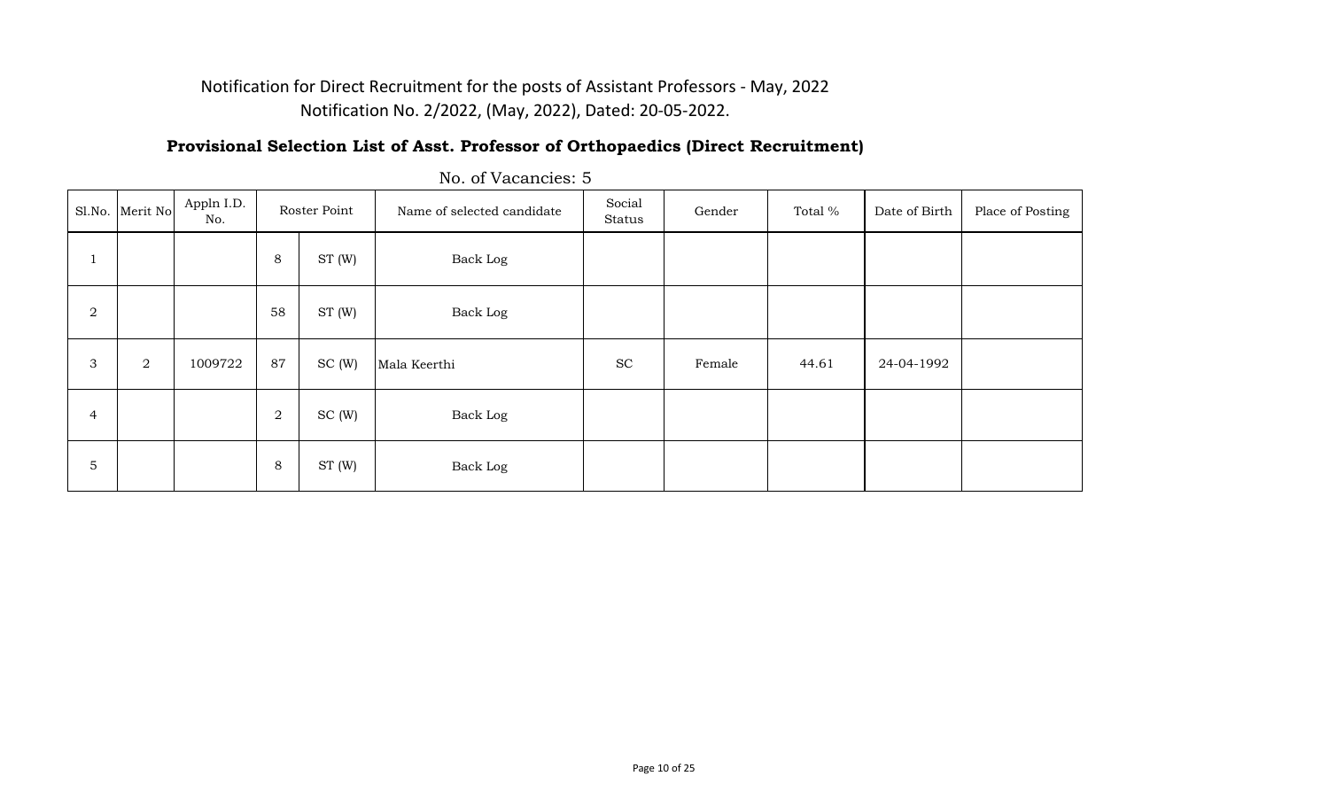Notification for Direct Recruitment for the posts of Assistant Professors - May, 2022

Notification No. 2/2022, (May, 2022), Dated: 20-05-2022.

## Provisional Selection List of Asst. Professor of Orthopaedics (Direct Recruitment)

No. of Vacancies: 5

| Sl.No. | Merit No | Appln I.D. No. | Roster Point | | Name of selected candidate | Social Status | Gender | Total % | Date of Birth | Place of Posting |
|---|---|---|---|---|---|---|---|---|---|---|
| 1 | | | 8 | ST (W) | Back Log | | | | | |
| 2 | | | 58 | ST (W) | Back Log | | | | | |
| 3 | 2 | 1009722 | 87 | SC (W) | Mala Keerthi | SC | Female | 44.61 | 24-04-1992 | |
| 4 | | | 2 | SC (W) | Back Log | | | | | |
| 5 | | | 8 | ST (W) | Back Log | | | | | |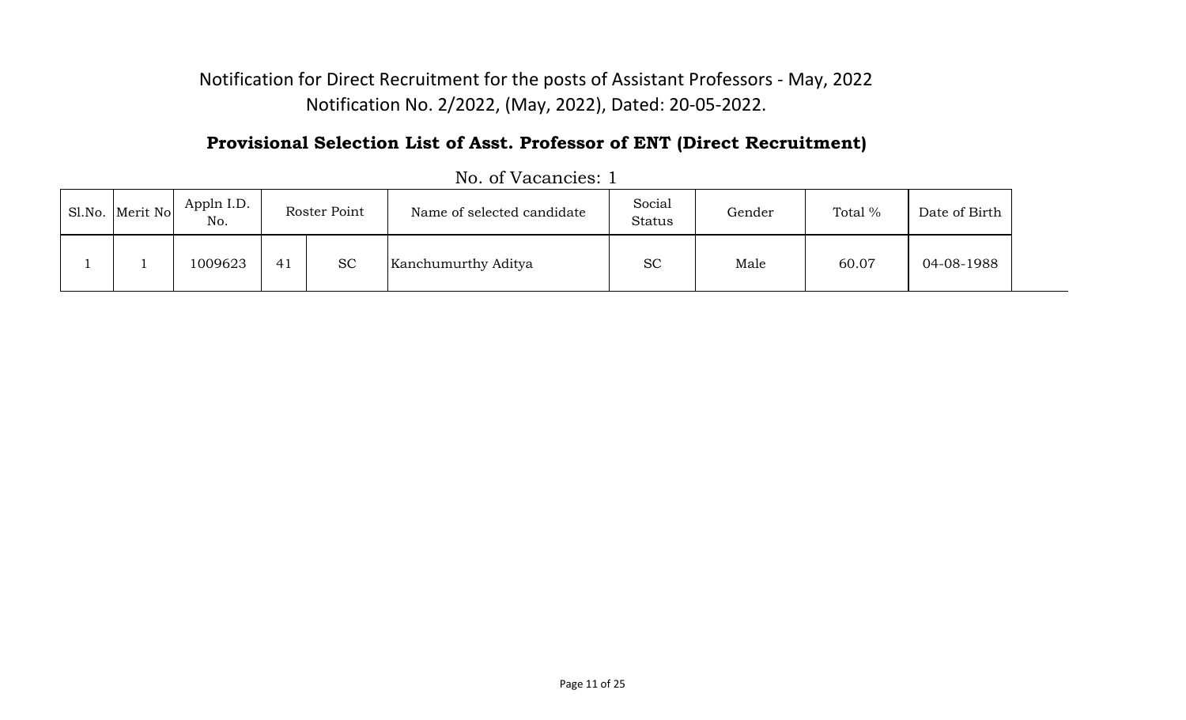Notification for Direct Recruitment for the posts of Assistant Professors - May, 2022

Notification No. 2/2022, (May, 2022), Dated: 20-05-2022.

## Provisional Selection List of Asst. Professor of ENT (Direct Recruitment)

No. of Vacancies: 1

| Sl.No. | Merit No | Appln I.D. No. | Roster Point | | Name of selected candidate | Social Status | Gender | Total % | Date of Birth |
|---|---|---|---|---|---|---|---|---|---|
| 1 | 1 | 1009623 | 41 | SC | Kanchumurthy Aditya | SC | Male | 60.07 | 04-08-1988 |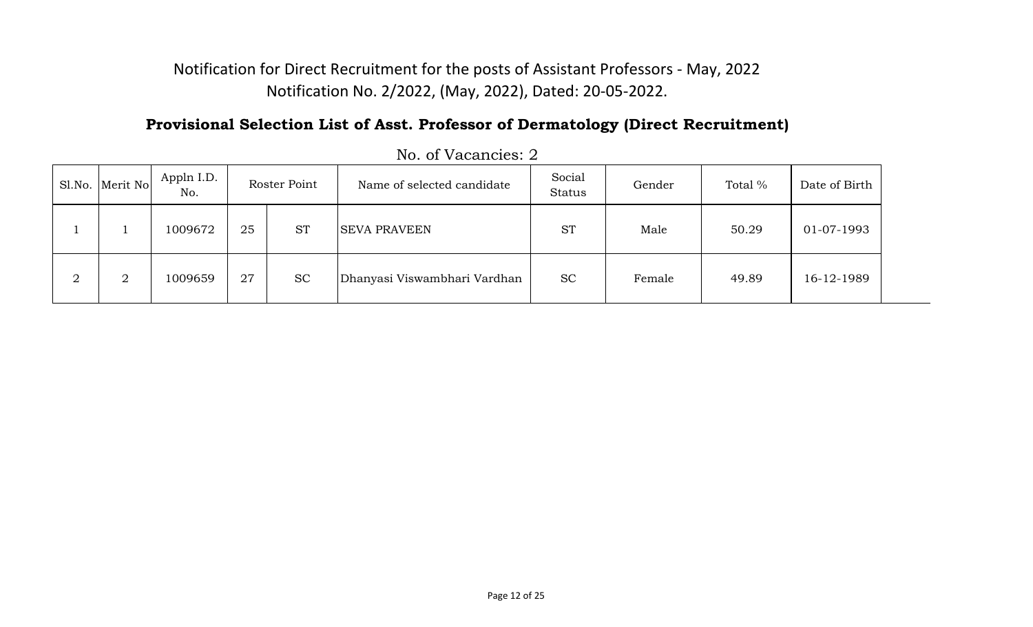Notification for Direct Recruitment for the posts of Assistant Professors - May, 2022

Notification No. 2/2022, (May, 2022), Dated: 20-05-2022.

## Provisional Selection List of Asst. Professor of Dermatology (Direct Recruitment)

No. of Vacancies: 2

| Sl.No. | Merit No | Appln I.D. No. | Roster Point | | Name of selected candidate | Social Status | Gender | Total % | Date of Birth |
|---|---|---|---|---|---|---|---|---|---|
| 1 | 1 | 1009672 | 25 | ST | SEVA PRAVEEN | ST | Male | 50.29 | 01-07-1993 |
| 2 | 2 | 1009659 | 27 | SC | Dhanyasi Viswambhari Vardhan | SC | Female | 49.89 | 16-12-1989 |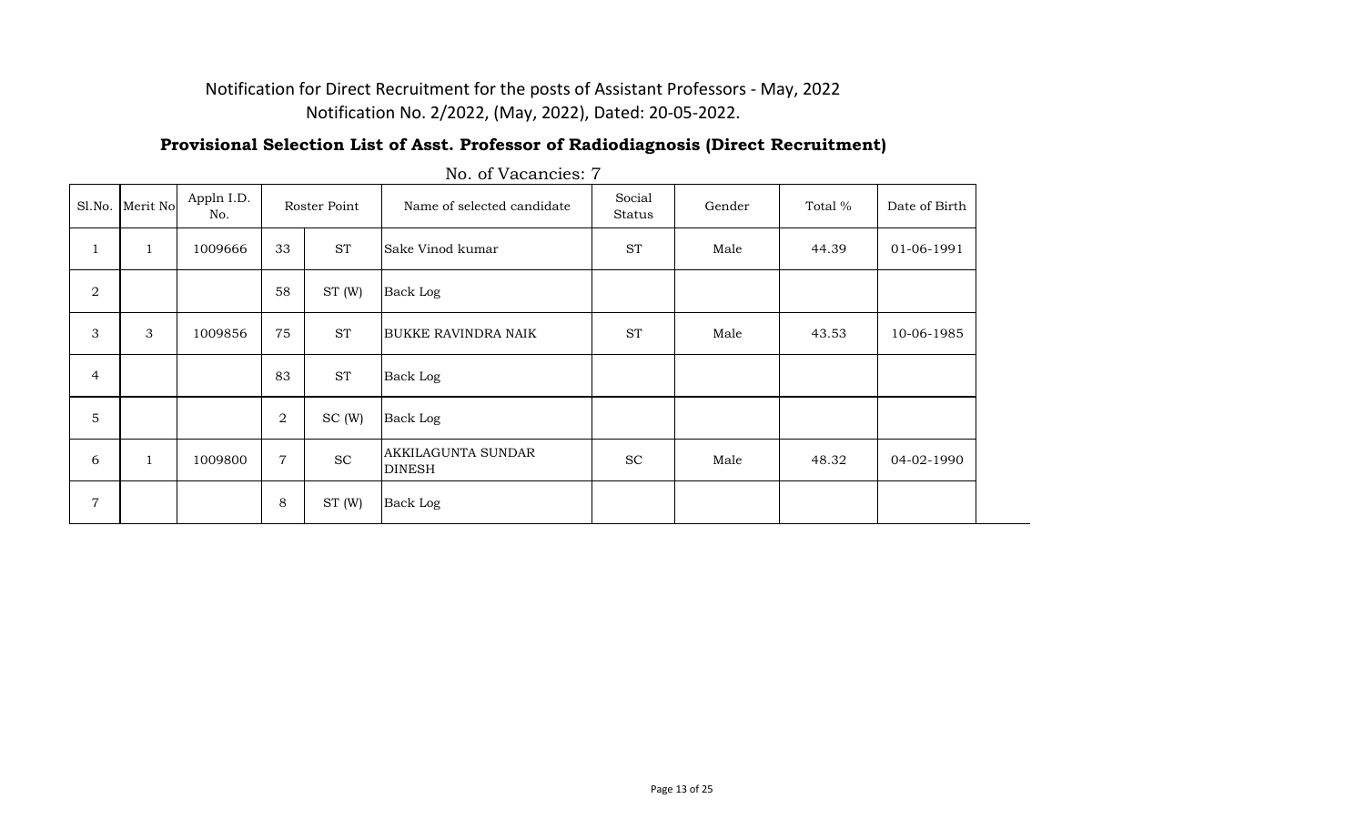Notification for Direct Recruitment for the posts of Assistant Professors - May, 2022

Notification No. 2/2022, (May, 2022), Dated: 20-05-2022.

## Provisional Selection List of Asst. Professor of Radiodiagnosis (Direct Recruitment)

No. of Vacancies: 7

| Sl.No. | Merit No | Appln I.D. No. | Roster Point | | Name of selected candidate | Social Status | Gender | Total % | Date of Birth |
|---|---|---|---|---|---|---|---|---|---|
| 1 | 1 | 1009666 | 33 | ST | Sake Vinod kumar | ST | Male | 44.39 | 01-06-1991 |
| 2 | | | 58 | ST (W) | Back Log | | | | |
| 3 | 3 | 1009856 | 75 | ST | BUKKE RAVINDRA NAIK | ST | Male | 43.53 | 10-06-1985 |
| 4 | | | 83 | ST | Back Log | | | | |
| 5 | | | 2 | SC (W) | Back Log | | | | |
| 6 | 1 | 1009800 | 7 | SC | AKKILAGUNTA SUNDAR DINESH | SC | Male | 48.32 | 04-02-1990 |
| 7 | | | 8 | ST (W) | Back Log | | | | |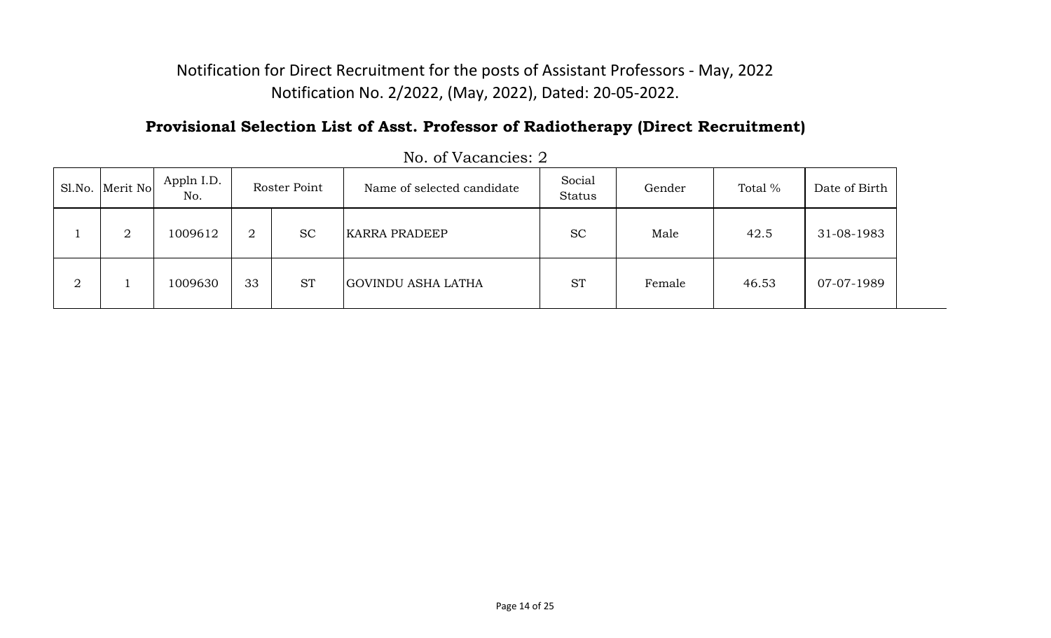Notification for Direct Recruitment for the posts of Assistant Professors - May, 2022

Notification No. 2/2022, (May, 2022), Dated: 20-05-2022.

## Provisional Selection List of Asst. Professor of Radiotherapy (Direct Recruitment)

No. of Vacancies: 2

| Sl.No. | Merit No | Appln I.D. No. | Roster Point | | Name of selected candidate | Social Status | Gender | Total % | Date of Birth |
|---|---|---|---|---|---|---|---|---|---|
| 1 | 2 | 1009612 | 2 | SC | KARRA PRADEEP | SC | Male | 42.5 | 31-08-1983 |
| 2 | 1 | 1009630 | 33 | ST | GOVINDU ASHA LATHA | ST | Female | 46.53 | 07-07-1989 |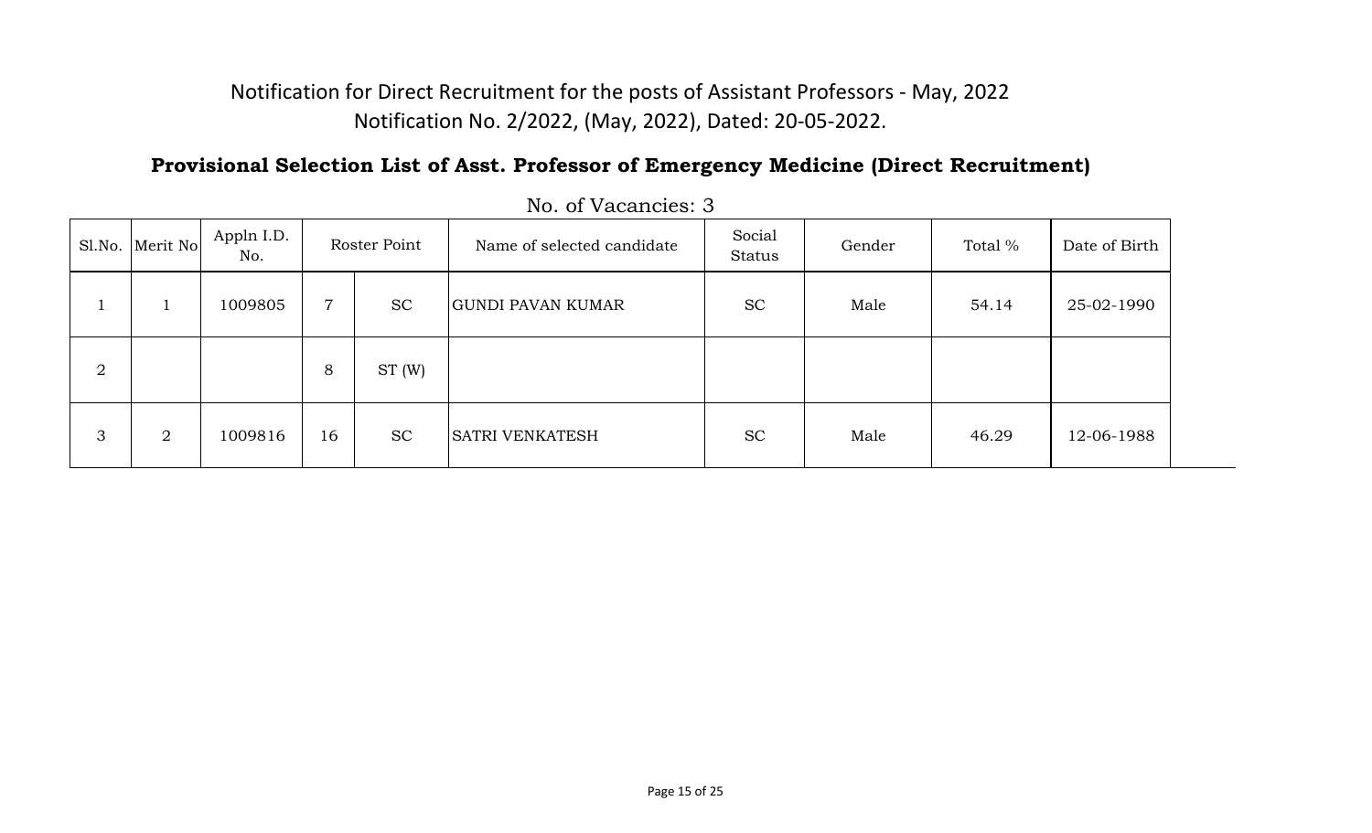# Notification for Direct Recruitment for the posts of Assistant Professors - May, 2022

Notification No. 2/2022, (May, 2022), Dated: 20-05-2022.

## Provisional Selection List of Asst. Professor of Emergency Medicine (Direct Recruitment)

No. of Vacancies: 3

| Sl.No. | Merit No | Appln I.D. No. | Roster Point | | Name of selected candidate | Social Status | Gender | Total % | Date of Birth |
|---|---|---|---|---|---|---|---|---|---|
| 1 | 1 | 1009805 | 7 | SC | GUNDI PAVAN KUMAR | SC | Male | 54.14 | 25-02-1990 |
| 2 | | | 8 | ST (W) | | | | | |
| 3 | 2 | 1009816 | 16 | SC | SATRI VENKATESH | SC | Male | 46.29 | 12-06-1988 |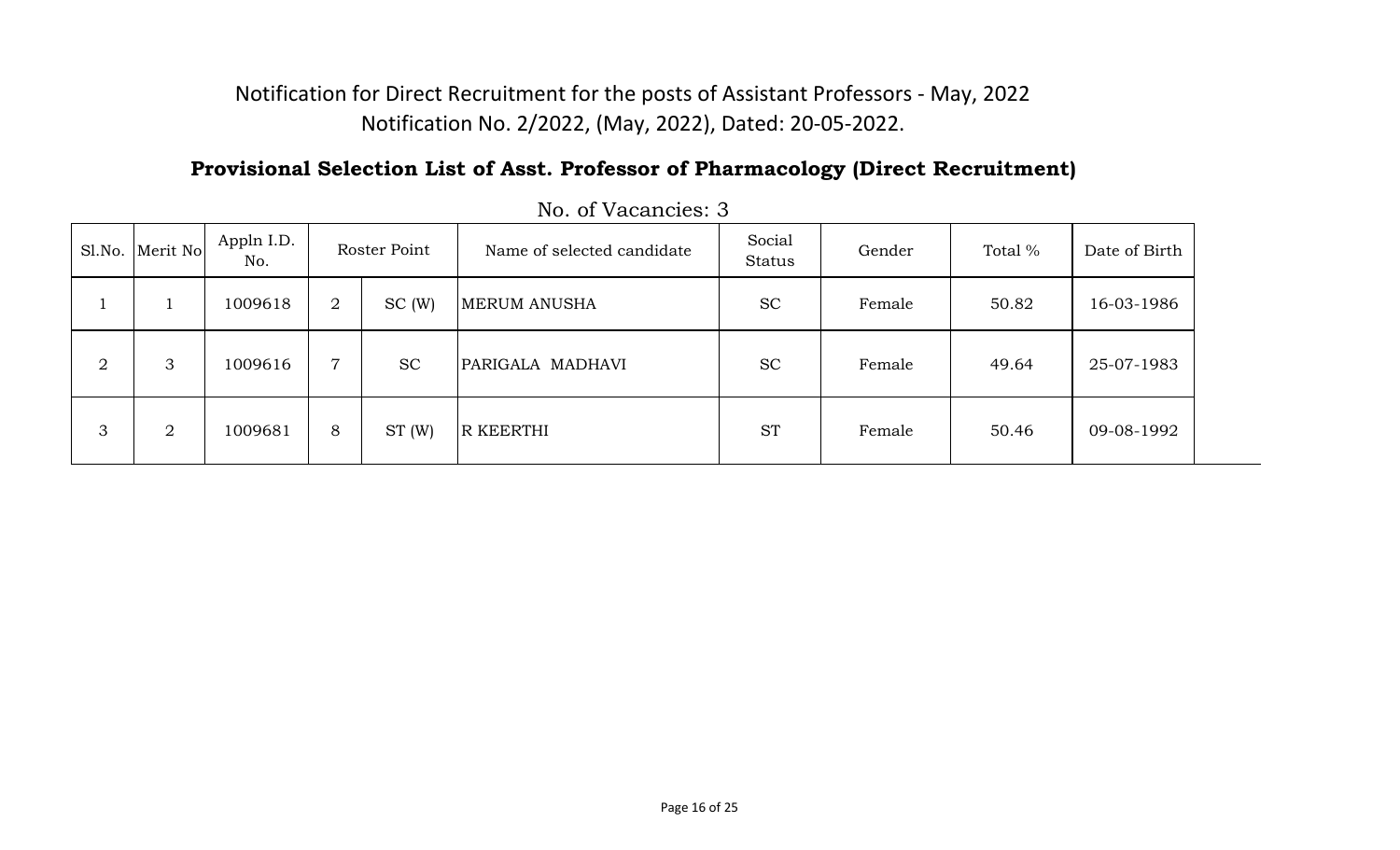Notification for Direct Recruitment for the posts of Assistant Professors - May, 2022
Notification No. 2/2022, (May, 2022), Dated: 20-05-2022.

## Provisional Selection List of Asst. Professor of Pharmacology (Direct Recruitment)

No. of Vacancies: 3

| Sl.No. | Merit No | Appln I.D. No. | Roster Point | | Name of selected candidate | Social Status | Gender | Total % | Date of Birth |
|---|---|---|---|---|---|---|---|---|---|
| 1 | 1 | 1009618 | 2 | SC (W) | MERUM ANUSHA | SC | Female | 50.82 | 16-03-1986 |
| 2 | 3 | 1009616 | 7 | SC | PARIGALA MADHAVI | SC | Female | 49.64 | 25-07-1983 |
| 3 | 2 | 1009681 | 8 | ST (W) | R KEERTHI | ST | Female | 50.46 | 09-08-1992 |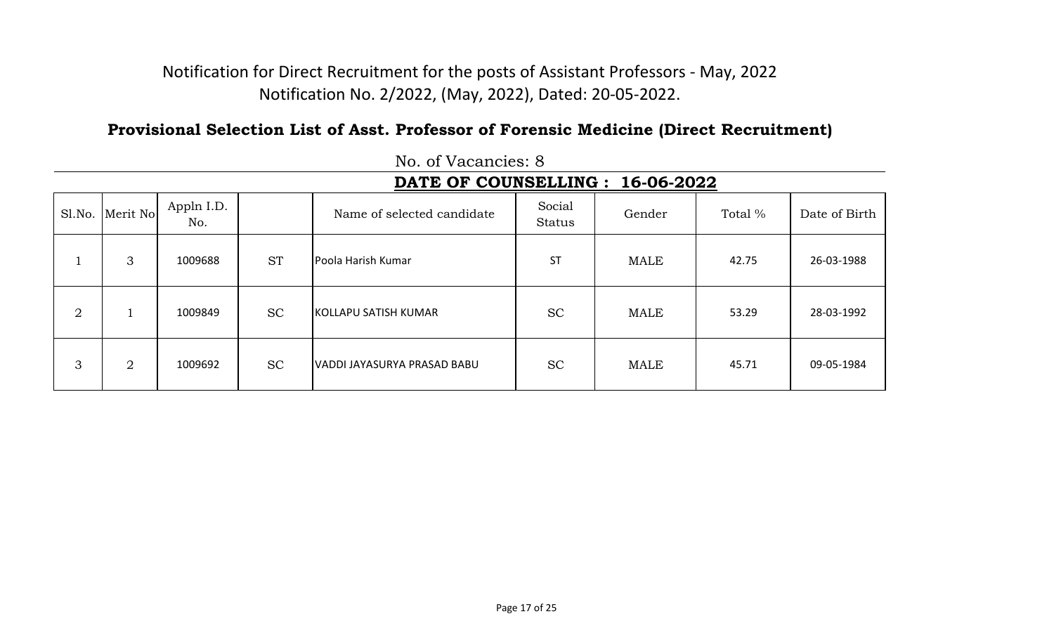Notification for Direct Recruitment for the posts of Assistant Professors - May, 2022

Notification No. 2/2022, (May, 2022), Dated: 20-05-2022.

## Provisional Selection List of Asst. Professor of Forensic Medicine (Direct Recruitment)

No. of Vacancies: 8

**DATE OF COUNSELLING : 16-06-2022**

| Sl.No. | Merit No | Appln I.D. No. | | Name of selected candidate | Social Status | Gender | Total % | Date of Birth |
|---|---|---|---|---|---|---|---|---|
| 1 | 3 | 1009688 | ST | Poola Harish Kumar | ST | MALE | 42.75 | 26-03-1988 |
| 2 | 1 | 1009849 | SC | KOLLAPU SATISH KUMAR | SC | MALE | 53.29 | 28-03-1992 |
| 3 | 2 | 1009692 | SC | VADDI JAYASURYA PRASAD BABU | SC | MALE | 45.71 | 09-05-1984 |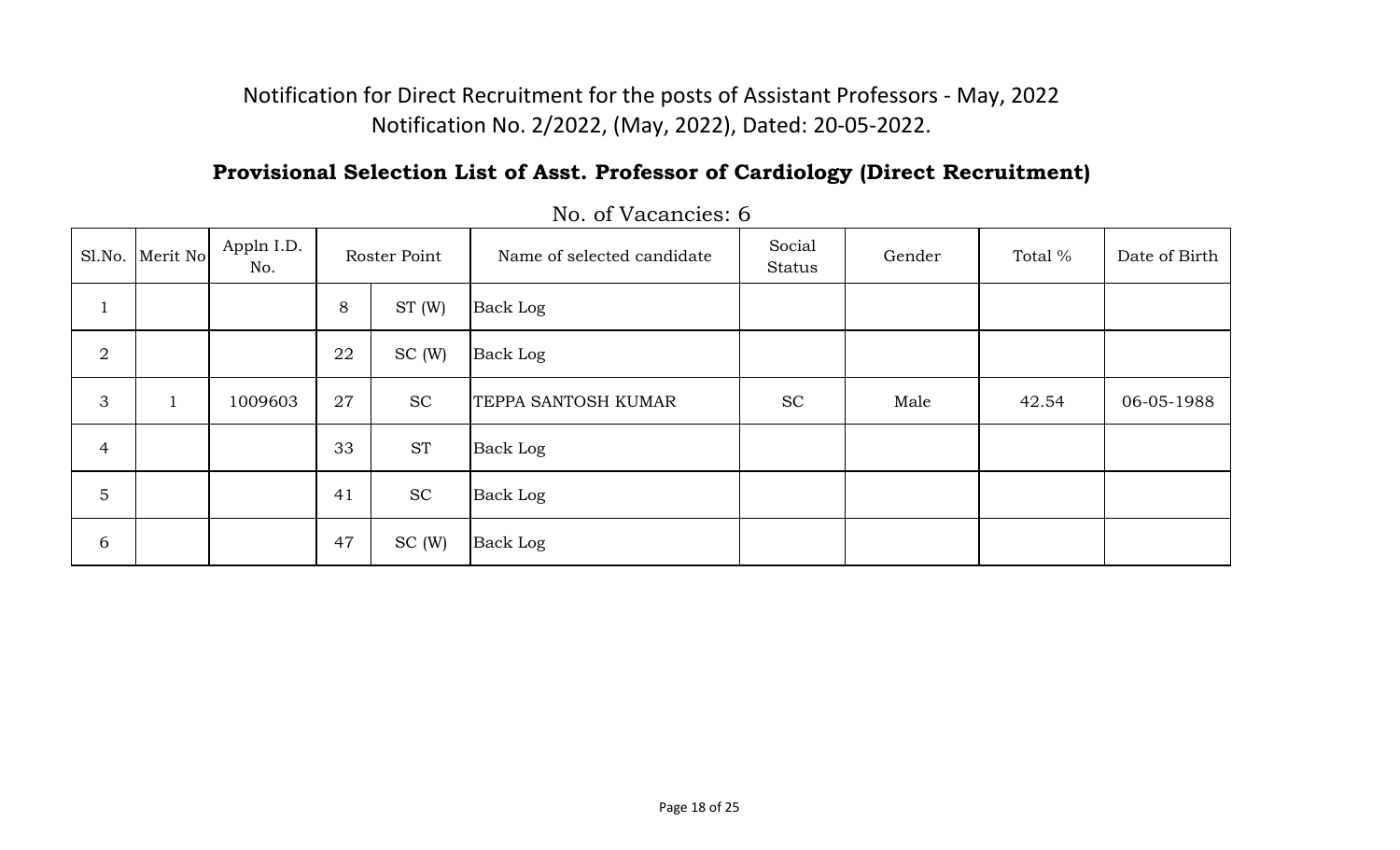Notification for Direct Recruitment for the posts of Assistant Professors - May, 2022
Notification No. 2/2022, (May, 2022), Dated: 20-05-2022.

## Provisional Selection List of Asst. Professor of Cardiology (Direct Recruitment)

No. of Vacancies: 6

| Sl.No. | Merit No | Appln I.D. No. | Roster Point | | Name of selected candidate | Social Status | Gender | Total % | Date of Birth |
|---|---|---|---|---|---|---|---|---|---|
| 1 | | | 8 | ST (W) | Back Log | | | | |
| 2 | | | 22 | SC (W) | Back Log | | | | |
| 3 | 1 | 1009603 | 27 | SC | TEPPA SANTOSH KUMAR | SC | Male | 42.54 | 06-05-1988 |
| 4 | | | 33 | ST | Back Log | | | | |
| 5 | | | 41 | SC | Back Log | | | | |
| 6 | | | 47 | SC (W) | Back Log | | | | |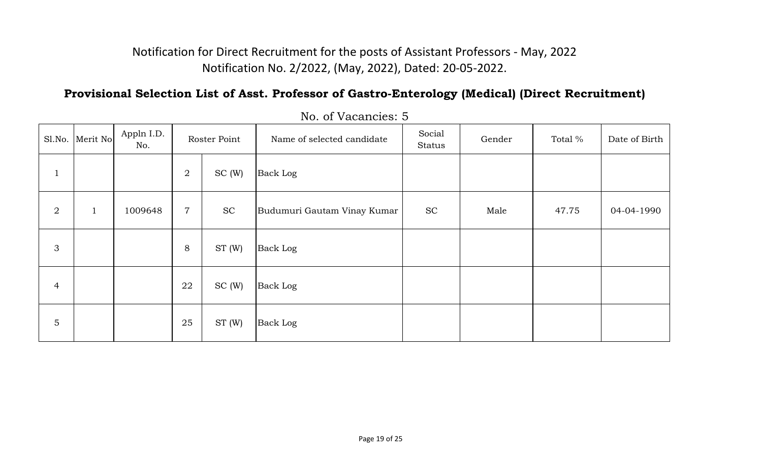Notification for Direct Recruitment for the posts of Assistant Professors - May, 2022

Notification No. 2/2022, (May, 2022), Dated: 20-05-2022.

## Provisional Selection List of Asst. Professor of Gastro-Enterology (Medical) (Direct Recruitment)

No. of Vacancies: 5

| Sl.No. | Merit No | Appln I.D. No. | Roster Point | | Name of selected candidate | Social Status | Gender | Total % | Date of Birth |
|---|---|---|---|---|---|---|---|---|---|
| 1 | | | 2 | SC (W) | Back Log | | | | |
| 2 | 1 | 1009648 | 7 | SC | Budumuri Gautam Vinay Kumar | SC | Male | 47.75 | 04-04-1990 |
| 3 | | | 8 | ST (W) | Back Log | | | | |
| 4 | | | 22 | SC (W) | Back Log | | | | |
| 5 | | | 25 | ST (W) | Back Log | | | | |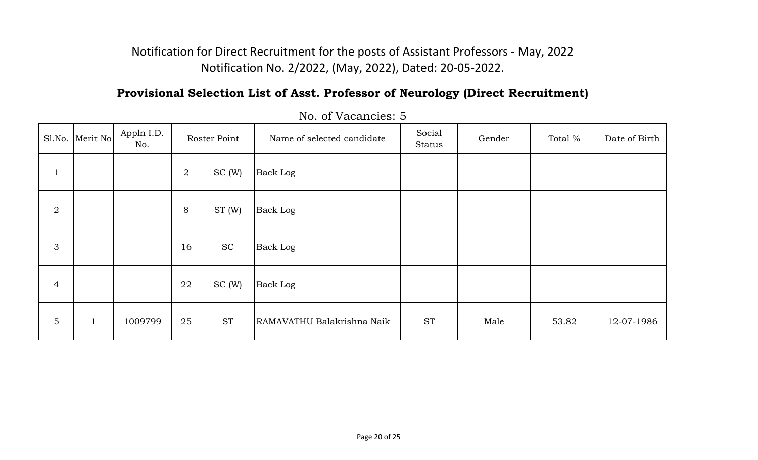Notification for Direct Recruitment for the posts of Assistant Professors - May, 2022
Notification No. 2/2022, (May, 2022), Dated: 20-05-2022.

## Provisional Selection List of Asst. Professor of Neurology (Direct Recruitment)

No. of Vacancies: 5

| Sl.No. | Merit No | Appln I.D. No. | Roster Point | | Name of selected candidate | Social Status | Gender | Total % | Date of Birth |
|---|---|---|---|---|---|---|---|---|---|
| 1 | | | 2 | SC (W) | Back Log | | | | |
| 2 | | | 8 | ST (W) | Back Log | | | | |
| 3 | | | 16 | SC | Back Log | | | | |
| 4 | | | 22 | SC (W) | Back Log | | | | |
| 5 | 1 | 1009799 | 25 | ST | RAMAVATHU Balakrishna Naik | ST | Male | 53.82 | 12-07-1986 |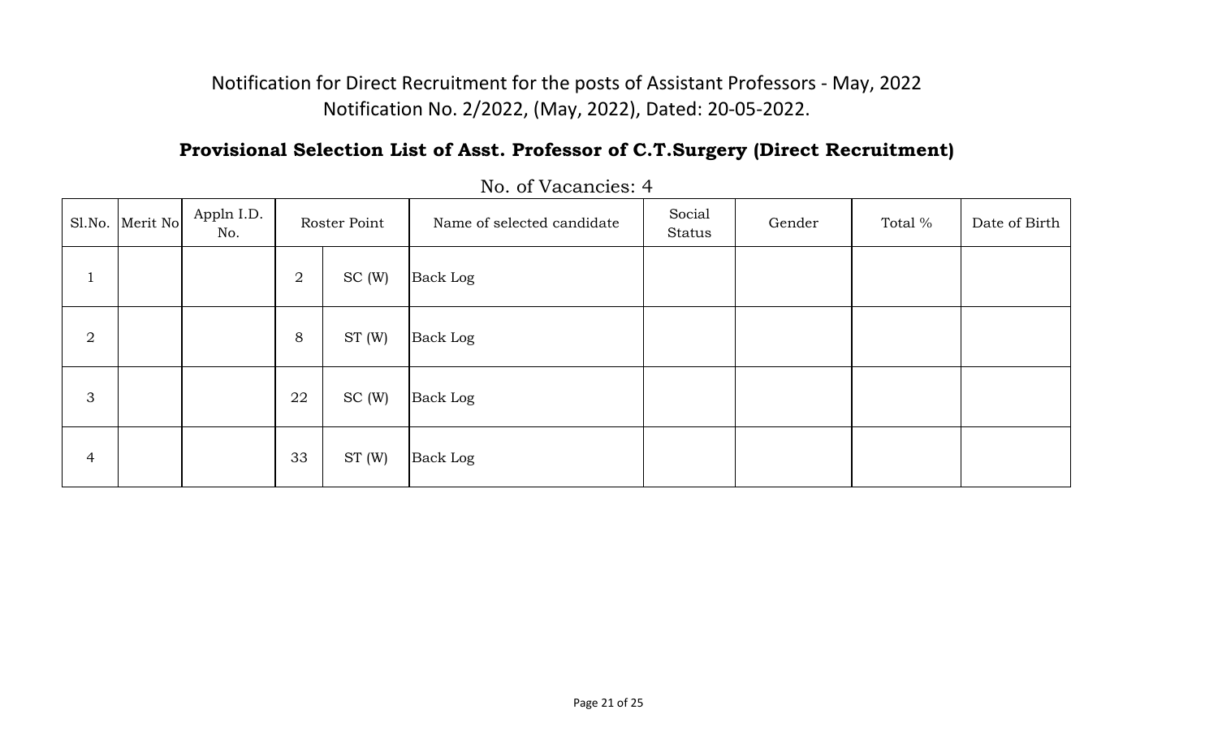Notification for Direct Recruitment for the posts of Assistant Professors - May, 2022
Notification No. 2/2022, (May, 2022), Dated: 20-05-2022.

## Provisional Selection List of Asst. Professor of C.T.Surgery (Direct Recruitment)

No. of Vacancies: 4

| Sl.No. | Merit No | Appln I.D. No. | Roster Point | | Name of selected candidate | Social Status | Gender | Total % | Date of Birth |
|---|---|---|---|---|---|---|---|---|---|
| 1 | | | 2 | SC (W) | Back Log | | | | |
| 2 | | | 8 | ST (W) | Back Log | | | | |
| 3 | | | 22 | SC (W) | Back Log | | | | |
| 4 | | | 33 | ST (W) | Back Log | | | | |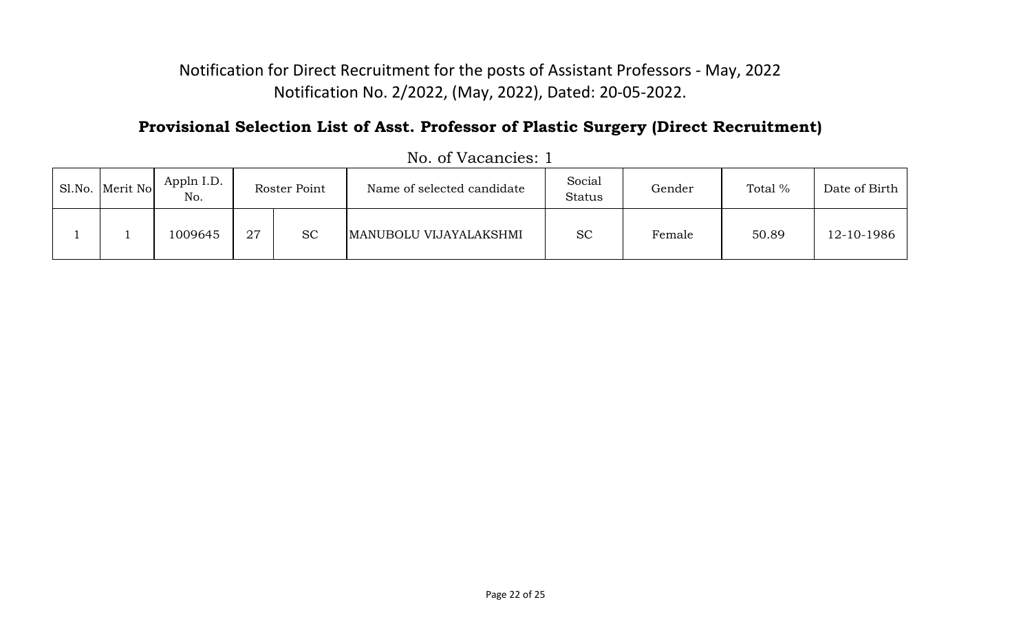Notification for Direct Recruitment for the posts of Assistant Professors - May, 2022
Notification No. 2/2022, (May, 2022), Dated: 20-05-2022.

## Provisional Selection List of Asst. Professor of Plastic Surgery (Direct Recruitment)

No. of Vacancies: 1

| Sl.No. | Merit No | Appln I.D. No. | Roster Point | | Name of selected candidate | Social Status | Gender | Total % | Date of Birth |
|---|---|---|---|---|---|---|---|---|---|
| 1 | 1 | 1009645 | 27 | SC | MANUBOLU VIJAYALAKSHMI | SC | Female | 50.89 | 12-10-1986 |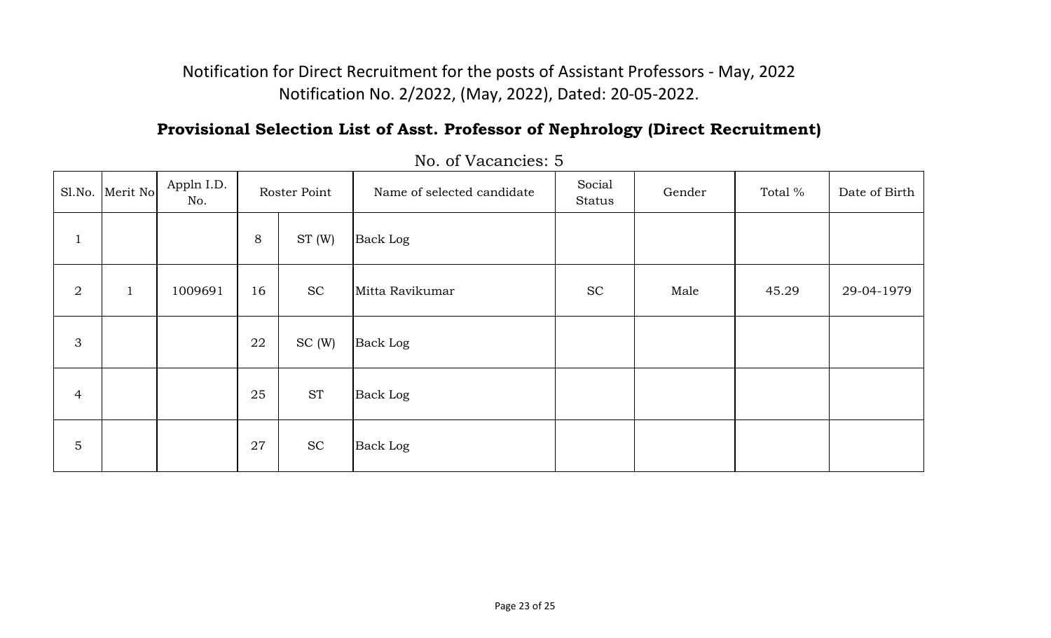Notification for Direct Recruitment for the posts of Assistant Professors - May, 2022
Notification No. 2/2022, (May, 2022), Dated: 20-05-2022.

## Provisional Selection List of Asst. Professor of Nephrology (Direct Recruitment)

No. of Vacancies: 5

| Sl.No. | Merit No | Appln I.D. No. | Roster Point | | Name of selected candidate | Social Status | Gender | Total % | Date of Birth |
|---|---|---|---|---|---|---|---|---|---|
| 1 | | | 8 | ST (W) | Back Log | | | | |
| 2 | 1 | 1009691 | 16 | SC | Mitta Ravikumar | SC | Male | 45.29 | 29-04-1979 |
| 3 | | | 22 | SC (W) | Back Log | | | | |
| 4 | | | 25 | ST | Back Log | | | | |
| 5 | | | 27 | SC | Back Log | | | | |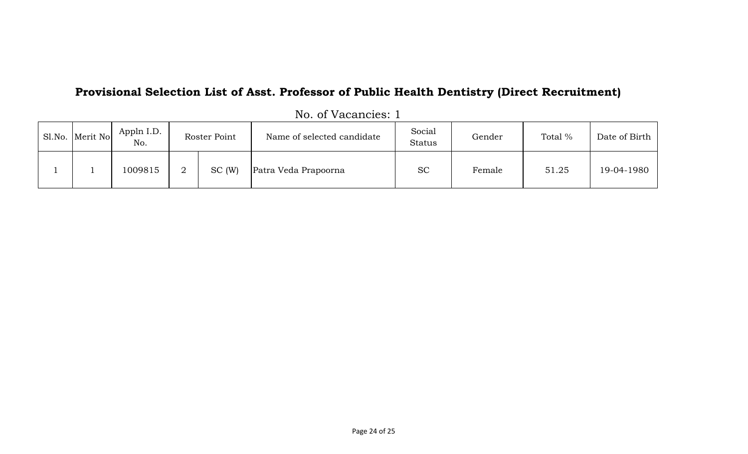## Provisional Selection List of Asst. Professor of Public Health Dentistry (Direct Recruitment)

No. of Vacancies: 1

| Sl.No. | Merit No | Appln I.D. No. | Roster Point | | Name of selected candidate | Social Status | Gender | Total % | Date of Birth |
|---|---|---|---|---|---|---|---|---|---|
| 1 | 1 | 1009815 | 2 | SC (W) | Patra Veda Prapoorna | SC | Female | 51.25 | 19-04-1980 |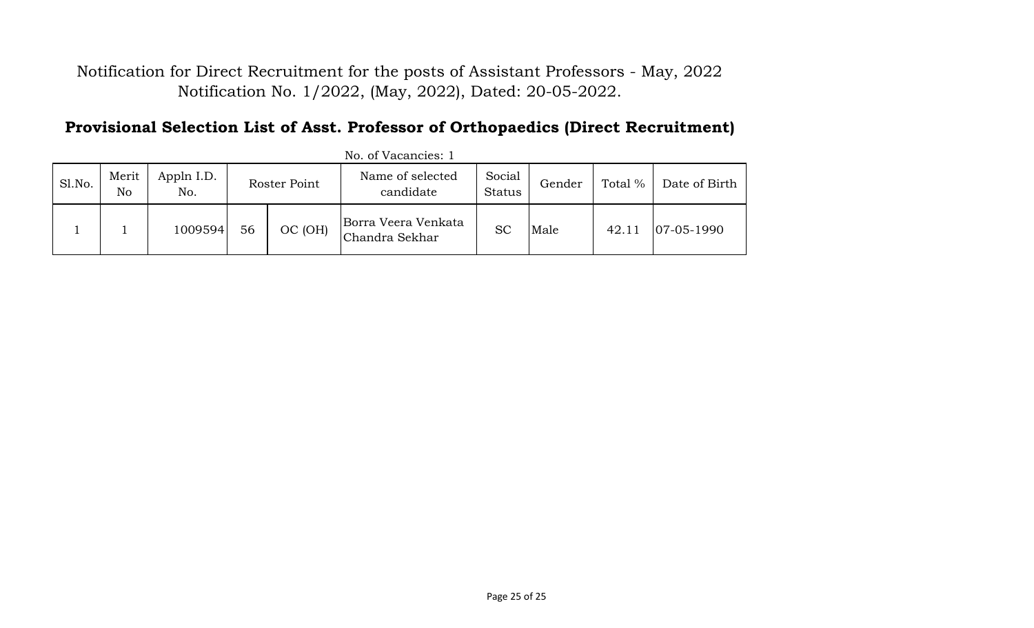Notification for Direct Recruitment for the posts of Assistant Professors - May, 2022
Notification No. 1/2022, (May, 2022), Dated: 20-05-2022.

## Provisional Selection List of Asst. Professor of Orthopaedics (Direct Recruitment)

No. of Vacancies: 1

| Sl.No. | Merit No | Appln I.D. No. | Roster Point | | Name of selected candidate | Social Status | Gender | Total % | Date of Birth |
|---|---|---|---|---|---|---|---|---|---|
| 1 | 1 | 1009594 | 56 | OC (OH) | Borra Veera Venkata Chandra Sekhar | SC | Male | 42.11 | 07-05-1990 |